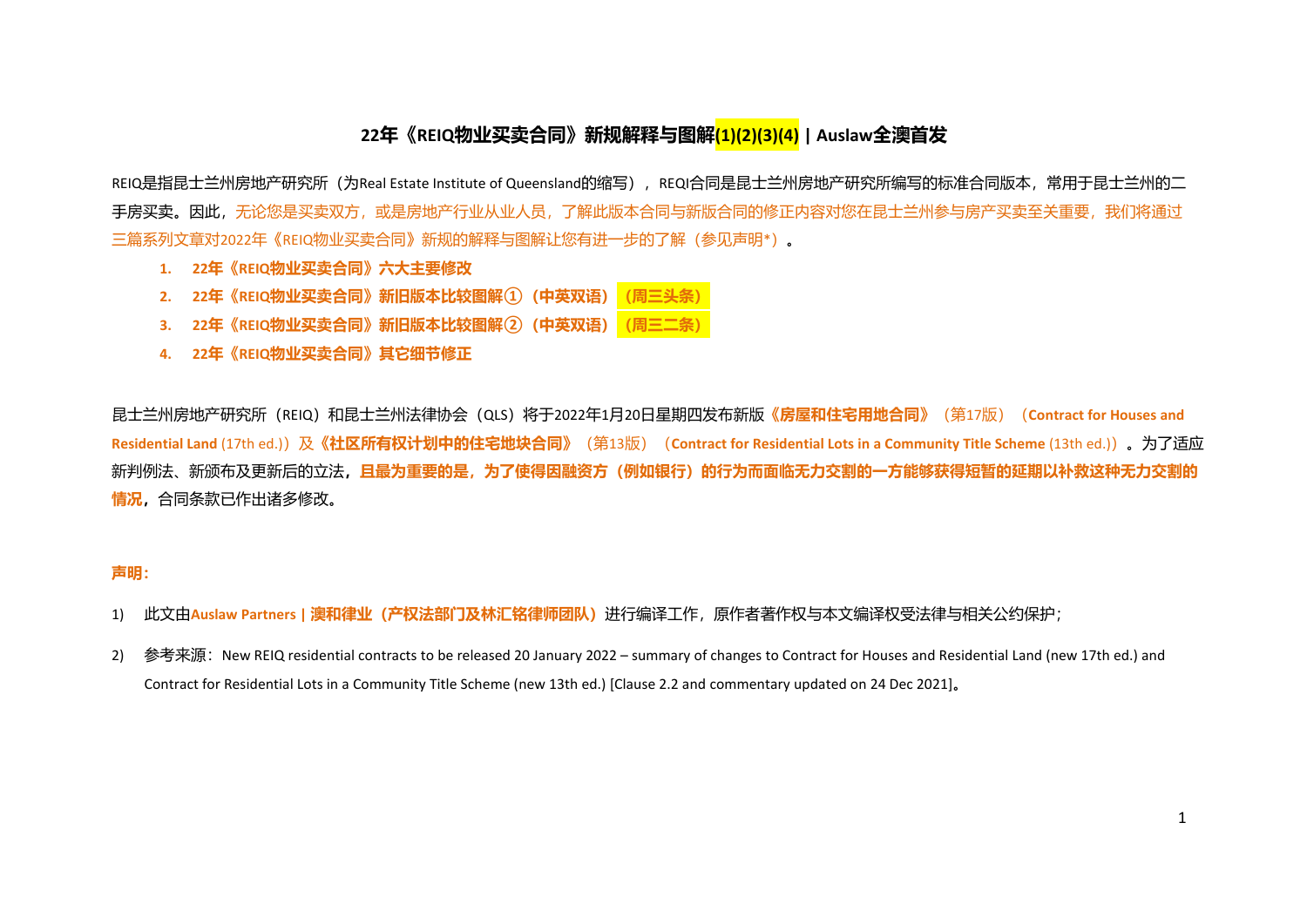# 22年《REIQ物业买卖合同》新规解释与图解(1)(2)(3)(4) | Auslaw全澳首发

REIQ是指昆士兰州房地产研究所（为Real Estate Institute of Queensland的缩写），REQI合同是昆士兰州房地产研究所编写的标准合同版本，常用于昆士兰州的二手房买卖。因此，无论您是买卖双方，或是房地产行业从业人员，了解此版本合同与新版合同的修正内容对您在昆士兰州参与房产买卖至关重要，我们将通过三篇系列文章对2022年《REIQ物业买卖合同》新规的解释与图解让您有进一步的了解（参见声明*）。

1. **22年《REIQ物业买卖合同》六大主要修改**
2. **22年《REIQ物业买卖合同》新旧版本比较图解①（中英双语）（周三头条）**
3. **22年《REIQ物业买卖合同》新旧版本比较图解②（中英双语）（周三二条）**
4. **22年《REIQ物业买卖合同》其它细节修正**

昆士兰州房地产研究所（REIQ）和昆士兰州法律协会（QLS）将于2022年1月20日星期四发布新版**《房屋和住宅用地合同》**（第17版）（**Contract for Houses and Residential Land** (17th ed.)）及**《社区所有权计划中的住宅地块合同》**（第13版）（**Contract for Residential Lots in a Community Title Scheme** (13th ed.)）。为了适应新判例法、新颁布及更新后的立法，**且最为重要的是，为了使得因融资方（例如银行）的行为而面临无力交割的一方能够获得短暂的延期以补救这种无力交割的情况**，合同条款已作出诸多修改。

**声明：**

1) 此文由**Auslaw Partners | 澳和律业（产权法部门及林汇铭律师团队）**进行编译工作，原作者著作权与本文编译权受法律与相关公约保护；

2) 参考来源：New REIQ residential contracts to be released 20 January 2022 – summary of changes to Contract for Houses and Residential Land (new 17th ed.) and Contract for Residential Lots in a Community Title Scheme (new 13th ed.) [Clause 2.2 and commentary updated on 24 Dec 2021]。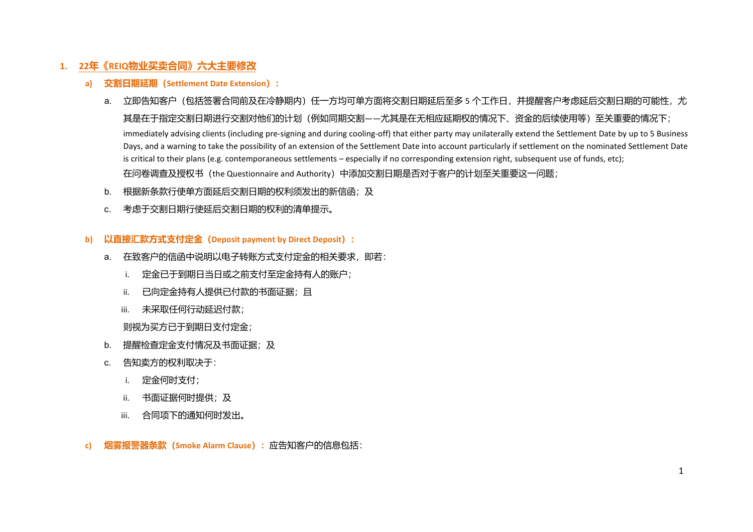# 1. 22年《REIQ物业买卖合同》六大主要修改

## a) 交割日期延期（Settlement Date Extension）：

a. 立即告知客户（包括签署合同前及在冷静期内）任一方均可单方面将交割日期延后至多 5 个工作日，并提醒客户考虑延后交割日期的可能性，尤其是在于指定交割日期进行交割对他们的计划（例如同期交割——尤其是在无相应延期权的情况下、资金的后续使用等）至关重要的情况下；
immediately advising clients (including pre-signing and during cooling-off) that either party may unilaterally extend the Settlement Date by up to 5 Business Days, and a warning to take the possibility of an extension of the Settlement Date into account particularly if settlement on the nominated Settlement Date is critical to their plans (e.g. contemporaneous settlements – especially if no corresponding extension right, subsequent use of funds, etc);
在问卷调查及授权书（the Questionnaire and Authority）中添加交割日期是否对于客户的计划至关重要这一问题；

b. 根据新条款行使单方面延后交割日期的权利须发出的新信函；及

c. 考虑于交割日期行使延后交割日期的权利的清单提示。

## b) 以直接汇款方式支付定金（Deposit payment by Direct Deposit）：

a. 在致客户的信函中说明以电子转账方式支付定金的相关要求，即若：

   i. 定金已于到期日当日或之前支付至定金持有人的账户；

   ii. 已向定金持有人提供已付款的书面证据；且

   iii. 未采取任何行动延迟付款；

   则视为买方已于到期日支付定金；

b. 提醒检查定金支付情况及书面证据；及

c. 告知卖方的权利取决于：

   i. 定金何时支付；

   ii. 书面证据何时提供；及

   iii. 合同项下的通知何时发出。

## c) 烟雾报警器条款（Smoke Alarm Clause）：应告知客户的信息包括：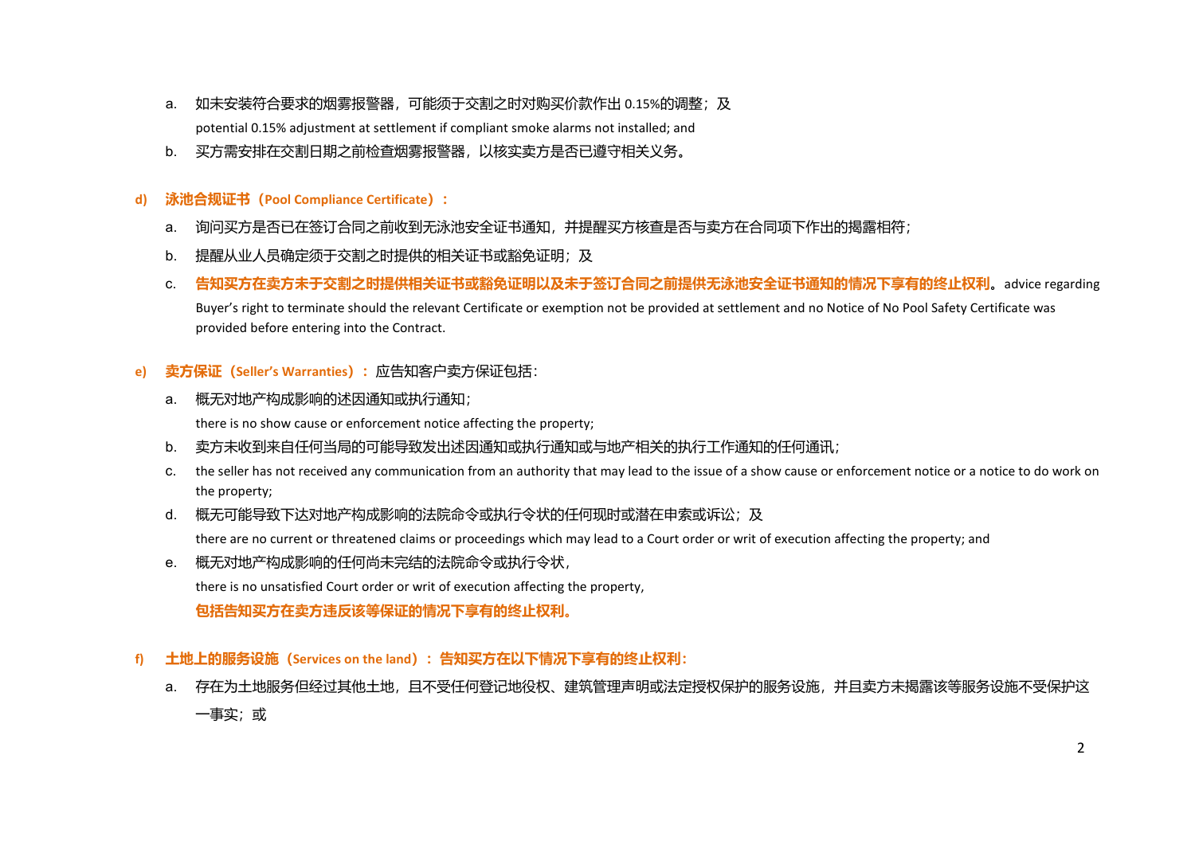a. 如未安装符合要求的烟雾报警器，可能须于交割之时对购买价款作出 0.15%的调整；及

   potential 0.15% adjustment at settlement if compliant smoke alarms not installed; and

b. 买方需安排在交割日期之前检查烟雾报警器，以核实卖方是否已遵守相关义务。

**d) 泳池合规证书（Pool Compliance Certificate）：**

a. 询问买方是否已在签订合同之前收到无泳池安全证书通知，并提醒买方核查是否与卖方在合同项下作出的揭露相符；

b. 提醒从业人员确定须于交割之时提供的相关证书或豁免证明；及

c. **告知买方在卖方未于交割之时提供相关证书或豁免证明以及未于签订合同之前提供无泳池安全证书通知的情况下享有的终止权利。** advice regarding Buyer's right to terminate should the relevant Certificate or exemption not be provided at settlement and no Notice of No Pool Safety Certificate was provided before entering into the Contract.

**e) 卖方保证（Seller's Warranties）：** 应告知客户卖方保证包括：

a. 概无对地产构成影响的述因通知或执行通知；

   there is no show cause or enforcement notice affecting the property;

b. 卖方未收到来自任何当局的可能导致发出述因通知或执行通知或与地产相关的执行工作通知的任何通讯；

c. the seller has not received any communication from an authority that may lead to the issue of a show cause or enforcement notice or a notice to do work on the property;

d. 概无可能导致下达对地产构成影响的法院命令或执行令状的任何现时或潜在申索或诉讼；及

   there are no current or threatened claims or proceedings which may lead to a Court order or writ of execution affecting the property; and

e. 概无对地产构成影响的任何尚未完结的法院命令或执行令状，

   there is no unsatisfied Court order or writ of execution affecting the property,

   **包括告知买方在卖方违反该等保证的情况下享有的终止权利。**

**f) 土地上的服务设施（Services on the land）：告知买方在以下情况下享有的终止权利：**

a. 存在为土地服务但经过其他土地，且不受任何登记地役权、建筑管理声明或法定授权保护的服务设施，并且卖方未揭露该等服务设施不受保护这一事实；或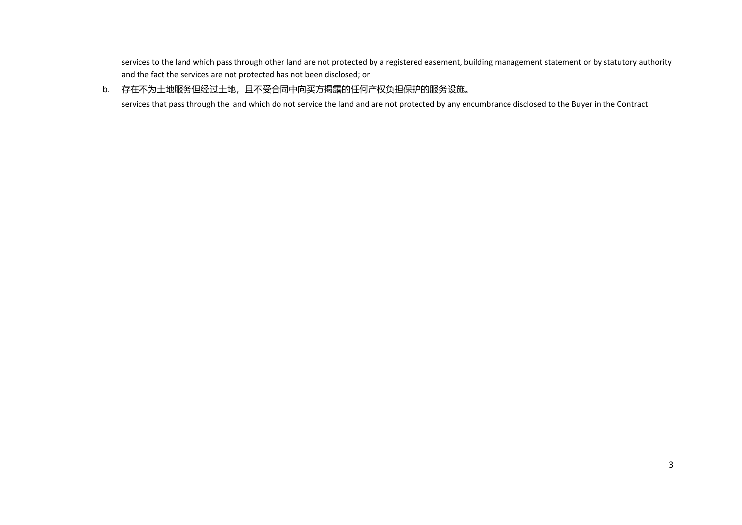services to the land which pass through other land are not protected by a registered easement, building management statement or by statutory authority and the fact the services are not protected has not been disclosed; or

b. 存在不为土地服务但经过土地，且不受合同中向买方揭露的任何产权负担保护的服务设施。

   services that pass through the land which do not service the land and are not protected by any encumbrance disclosed to the Buyer in the Contract.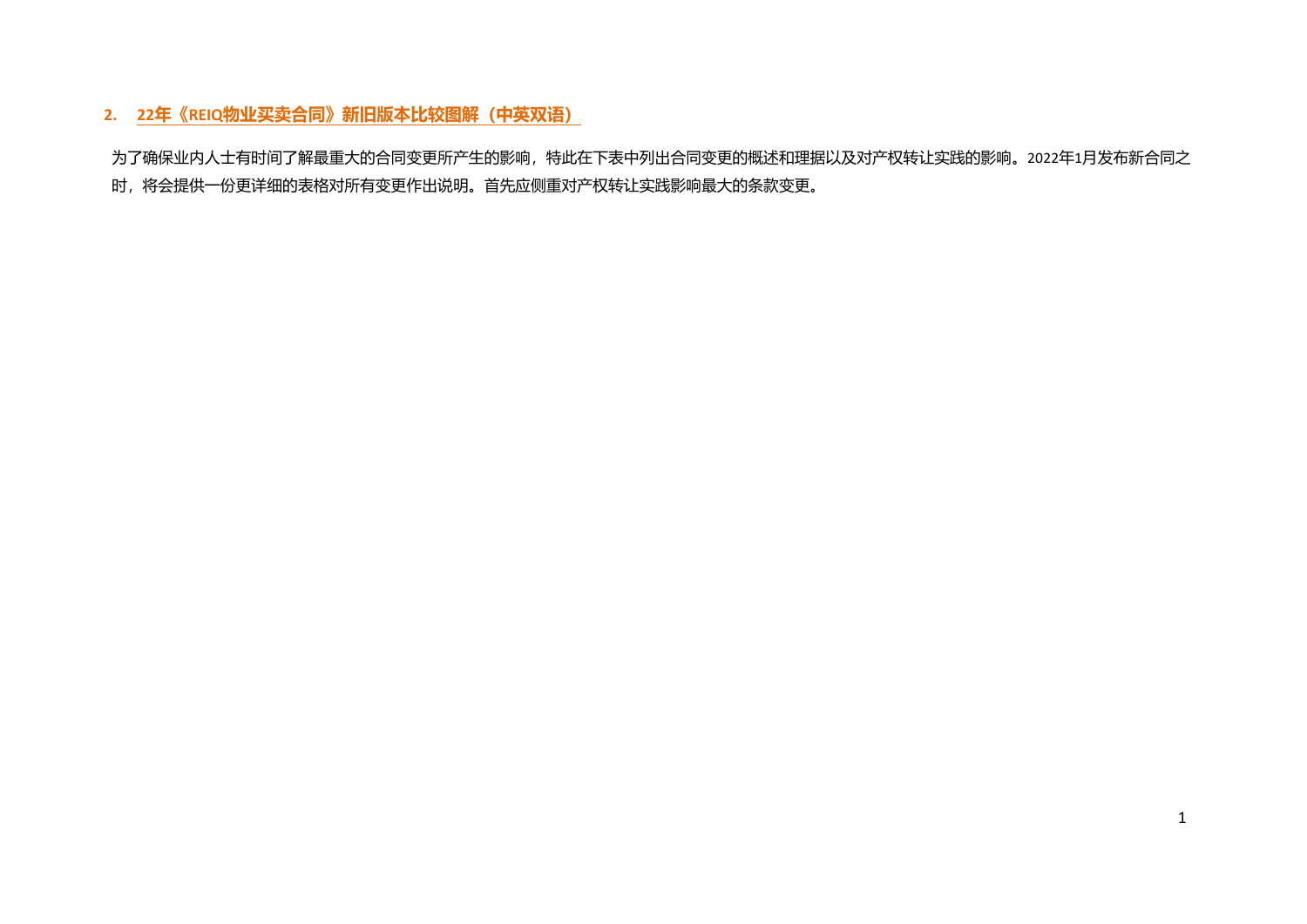## 2. 22年《REIQ物业买卖合同》新旧版本比较图解（中英双语）

为了确保业内人士有时间了解最重大的合同变更所产生的影响，特此在下表中列出合同变更的概述和理据以及对产权转让实践的影响。2022年1月发布新合同之时，将会提供一份更详细的表格对所有变更作出说明。首先应侧重对产权转让实践影响最大的条款变更。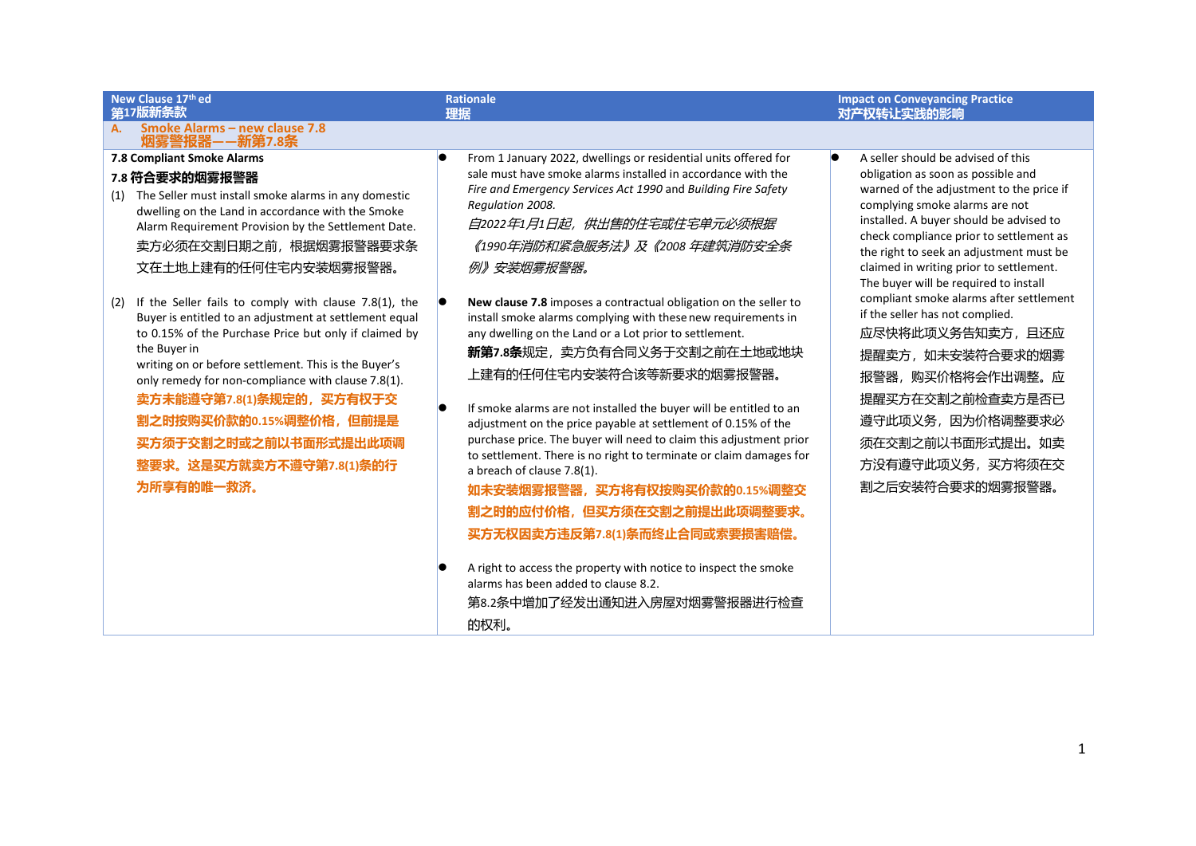| New Clause 17th ed<br>第17版新条款 | Rationale<br>理据 | Impact on Conveyancing Practice<br>对产权转让实践的影响 |
|---|---|---|
| **A. Smoke Alarms – new clause 7.8**<br>**烟雾警报器——新第7.8条** | | |
| **7.8 Compliant Smoke Alarms**<br>**7.8 符合要求的烟雾报警器**<br>(1) The Seller must install smoke alarms in any domestic dwelling on the Land in accordance with the Smoke Alarm Requirement Provision by the Settlement Date.<br>卖方必须在交割日期之前，根据烟雾报警器要求条文在土地上建有的任何住宅内安装烟雾报警器。<br><br>(2) If the Seller fails to comply with clause 7.8(1), the Buyer is entitled to an adjustment at settlement equal to 0.15% of the Purchase Price but only if claimed by the Buyer in writing on or before settlement. This is the Buyer's only remedy for non-compliance with clause 7.8(1).<br>**卖方未能遵守第7.8(1)条规定的，买方有权于交割之时按购买价款的0.15%调整价格，但前提是买方须于交割之时或之前以书面形式提出此项调整要求。这是买方就卖方不遵守第7.8(1)条的行为所享有的唯一救济。** | • From 1 January 2022, dwellings or residential units offered for sale must have smoke alarms installed in accordance with the *Fire and Emergency Services Act 1990* and *Building Fire Safety Regulation 2008.*<br>*自2022年1月1日起，供出售的住宅或住宅单元必须根据《1990年消防和紧急服务法》及《2008 年建筑消防安全条例》安装烟雾报警器。*<br><br>• **New clause 7.8** imposes a contractual obligation on the seller to install smoke alarms complying with these new requirements in any dwelling on the Land or a Lot prior to settlement.<br>**新第7.8条**规定，卖方负有合同义务于交割之前在土地或地块上建有的任何住宅内安装符合该等新要求的烟雾报警器。<br><br>• If smoke alarms are not installed the buyer will be entitled to an adjustment on the price payable at settlement of 0.15% of the purchase price. The buyer will need to claim this adjustment prior to settlement. There is no right to terminate or claim damages for a breach of clause 7.8(1).<br>**如未安装烟雾报警器，买方将有权按购买价款的0.15%调整交割之时的应付价格，但买方须在交割之前提出此项调整要求。买方无权因卖方违反第7.8(1)条而终止合同或索要损害赔偿。**<br><br>• A right to access the property with notice to inspect the smoke alarms has been added to clause 8.2.<br>第8.2条中增加了经发出通知进入房屋对烟雾警报器进行检查的权利。 | • A seller should be advised of this obligation as soon as possible and warned of the adjustment to the price if complying smoke alarms are not installed. A buyer should be advised to check compliance prior to settlement as the right to seek an adjustment must be claimed in writing prior to settlement. The buyer will be required to install compliant smoke alarms after settlement if the seller has not complied.<br>应尽快将此项义务告知卖方，且还应提醒卖方，如未安装符合要求的烟雾报警器，购买价格将会作出调整。应提醒买方在交割之前检查卖方是否已遵守此项义务，因为价格调整要求必须在交割之前以书面形式提出。如卖方没有遵守此项义务，买方将须在交割之后安装符合要求的烟雾报警器。 |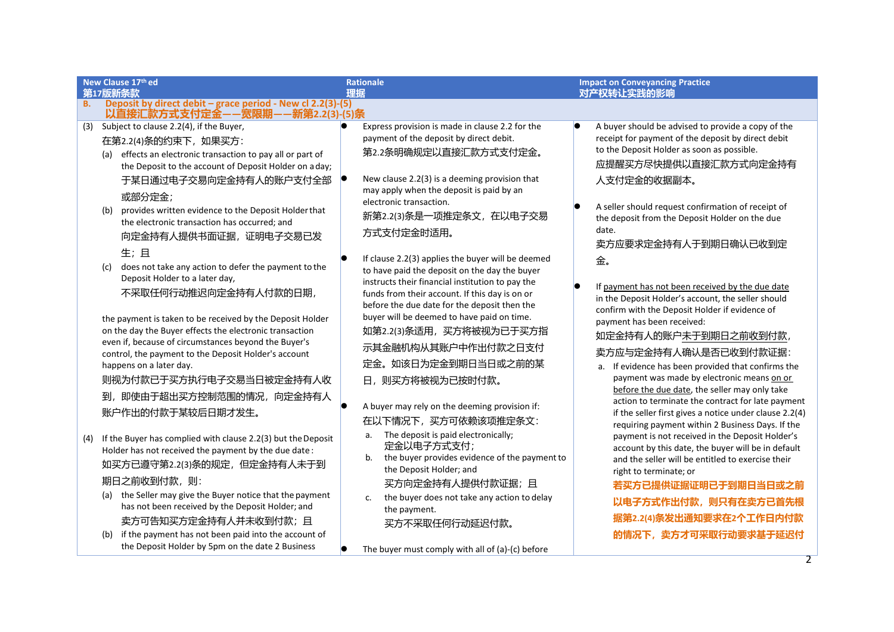| New Clause 17th ed<br>第17版新条款 | Rationale<br>理据 | Impact on Conveyancing Practice<br>对产权转让实践的影响 |
|---|---|---|
| **B. Deposit by direct debit – grace period - New cl 2.2(3)-(5)**<br>**以直接汇款方式支付定金——宽限期——新第2.2(3)-(5)条** | | |
| (3) Subject to clause 2.2(4), if the Buyer,<br>在第2.2(4)条的约束下，如果买方：<br>(a) effects an electronic transaction to pay all or part of the Deposit to the account of Deposit Holder on a day;<br>于某日通过电子交易向定金持有人的账户支付全部或部分定金；<br>(b) provides written evidence to the Deposit Holder that the electronic transaction has occurred; and<br>向定金持有人提供书面证据，证明电子交易已发生；且<br>(c) does not take any action to defer the payment to the Deposit Holder to a later day,<br>不采取任何行动推迟向定金持有人付款的日期，<br><br>the payment is taken to be received by the Deposit Holder on the day the Buyer effects the electronic transaction even if, because of circumstances beyond the Buyer's control, the payment to the Deposit Holder's account happens on a later day.<br>则视为付款已于买方执行电子交易当日被定金持有人收到，即使由于超出买方控制范围的情况，向定金持有人账户作出的付款于某较后日期才发生。<br><br>(4) If the Buyer has complied with clause 2.2(3) but the Deposit Holder has not received the payment by the due date:<br>如买方已遵守第2.2(3)条的规定，但定金持有人未于到期日之前收到付款，则：<br>(a) the Seller may give the Buyer notice that the payment has not been received by the Deposit Holder; and<br>卖方可告知买方定金持有人并未收到付款；且<br>(b) if the payment has not been paid into the account of the Deposit Holder by 5pm on the date 2 Business | • Express provision is made in clause 2.2 for the payment of the deposit by direct debit.<br>第2.2条明确规定以直接汇款方式支付定金。<br><br>• New clause 2.2(3) is a deeming provision that may apply when the deposit is paid by an electronic transaction.<br>新第2.2(3)条是一项推定条文，在以电子交易方式支付定金时适用。<br><br>• If clause 2.2(3) applies the buyer will be deemed to have paid the deposit on the day the buyer instructs their financial institution to pay the funds from their account. If this day is on or before the due date for the deposit then the buyer will be deemed to have paid on time.<br>如第2.2(3)条适用，买方将被视为已于买方指示其金融机构从其账户中作出付款之日支付定金。如该日为定金到期日当日或之前的某日，则买方将被视为已按时付款。<br><br>• A buyer may rely on the deeming provision if:<br>在以下情况下，买方可依赖该项推定条文：<br>a. The deposit is paid electronically;<br>定金以电子方式支付；<br>b. the buyer provides evidence of the payment to the Deposit Holder; and<br>买方向定金持有人提供付款证据；且<br>c. the buyer does not take any action to delay the payment.<br>买方不采取任何行动延迟付款。<br><br>• The buyer must comply with all of (a)-(c) before | • A buyer should be advised to provide a copy of the receipt for payment of the deposit by direct debit to the Deposit Holder as soon as possible.<br>应提醒买方尽快提供以直接汇款方式向定金持有人支付定金的收据副本。<br><br>• A seller should request confirmation of receipt of the deposit from the Deposit Holder on the due date.<br>卖方应要求定金持有人于到期日确认已收到定金。<br><br>• If payment has not been received by the due date in the Deposit Holder's account, the seller should confirm with the Deposit Holder if evidence of payment has been received:<br>如定金持有人的账户未于到期日之前收到付款，卖方应与定金持有人确认是否已收到付款证据：<br>a. If evidence has been provided that confirms the payment was made by electronic means on or before the due date, the seller may only take action to terminate the contract for late payment if the seller first gives a notice under clause 2.2(4) requiring payment within 2 Business Days. If the payment is not received in the Deposit Holder's account by this date, the buyer will be in default and the seller will be entitled to exercise their right to terminate; or<br>**若买方已提供证据证明已于到期日当日或之前以电子方式作出付款，则只有在卖方已首先根据第2.2(4)条发出通知要求在2个工作日内付款的情况下，卖方才可采取行动要求基于延迟付** |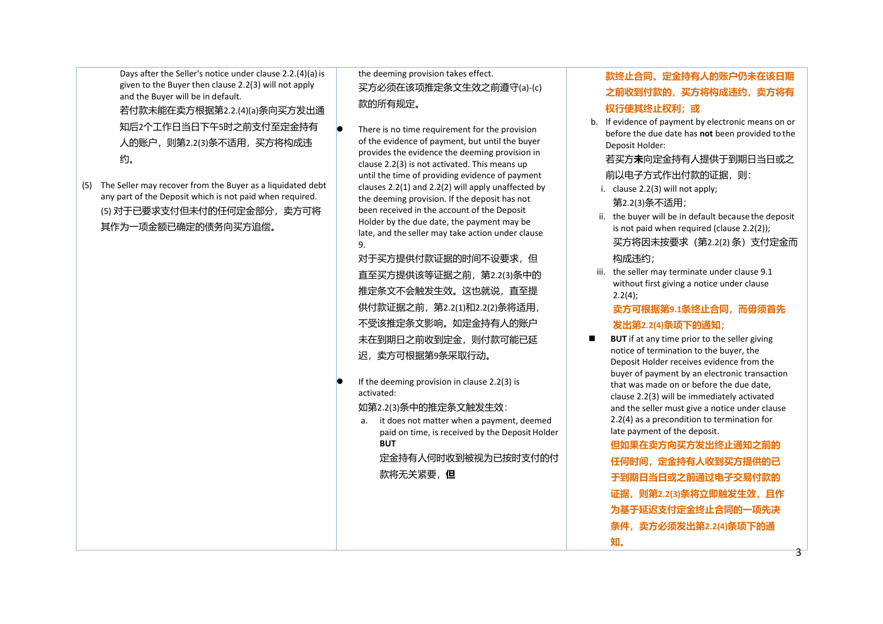| | | |
|---|---|---|
| Days after the Seller's notice under clause 2.2.(4)(a) is given to the Buyer then clause 2.2(3) will not apply and the Buyer will be in default.<br>若付款未能在卖方根据第2.2.(4)(a)条向买方发出通知后2个工作日当日下午5时之前支付至定金持有人的账户，则第2.2(3)条不适用，买方将构成违约。<br><br>(5) The Seller may recover from the Buyer as a liquidated debt any part of the Deposit which is not paid when required.<br>(5) 对于已要求支付但未付的任何定金部分，卖方可将其作为一项金额已确定的债务向买方追偿。 | the deeming provision takes effect.<br>买方必须在该项推定条文生效之前遵守(a)-(c)款的所有规定。<br><br>● There is no time requirement for the provision of the evidence of payment, but until the buyer provides the evidence the deeming provision in clause 2.2(3) is not activated. This means up until the time of providing evidence of payment clauses 2.2(1) and 2.2(2) will apply unaffected by the deeming provision. If the deposit has not been received in the account of the Deposit Holder by the due date, the payment may be late, and the seller may take action under clause 9.<br>对于买方提供付款证据的时间不设要求，但直至买方提供该等证据之前，第2.2(3)条中的推定条文不会触发生效。这也就说，直至提供付款证据之前，第2.2(1)和2.2(2)条将适用，不受该推定条文影响。如定金持有人的账户未在到期日之前收到定金，则付款可能已延迟，卖方可根据第9条采取行动。<br><br>● If the deeming provision in clause 2.2(3) is activated:<br>如第2.2(3)条中的推定条文触发生效：<br>a. it does not matter when a payment, deemed paid on time, is received by the Deposit Holder **BUT**<br>定金持有人何时收到被视为已按时支付的付款将无关紧要，**但** | **款终止合同。定金持有人的账户仍未在该日期之前收到付款的，买方将构成违约，卖方将有权行使其终止权利；或**<br>b. If evidence of payment by electronic means on or before the due date has **not** been provided to the Deposit Holder:<br>若买方**未**向定金持有人提供于到期日当日或之前以电子方式作出付款的证据，则：<br>i. clause 2.2(3) will not apply;<br>第2.2(3)条不适用；<br>ii. the buyer will be in default because the deposit is not paid when required (clause 2.2(2));<br>买方将因未按要求（第2.2(2) 条）支付定金而构成违约；<br>iii. the seller may terminate under clause 9.1 without first giving a notice under clause 2.2(4);<br>**卖方可根据第9.1条终止合同，而毋须首先发出第2.2(4)条项下的通知；**<br><br>■ **BUT** if at any time prior to the seller giving notice of termination to the buyer, the Deposit Holder receives evidence from the buyer of payment by an electronic transaction that was made on or before the due date, clause 2.2(3) will be immediately activated and the seller must give a notice under clause 2.2(4) as a precondition to termination for late payment of the deposit.<br>**但如果在卖方向买方发出终止通知之前的任何时间，定金持有人收到买方提供的已于到期日当日或之前通过电子交易付款的证据，则第2.2(3)条将立即触发生效，且作为基于延迟支付定金终止合同的一项先决条件，卖方必须发出第2.2(4)条项下的通知。** |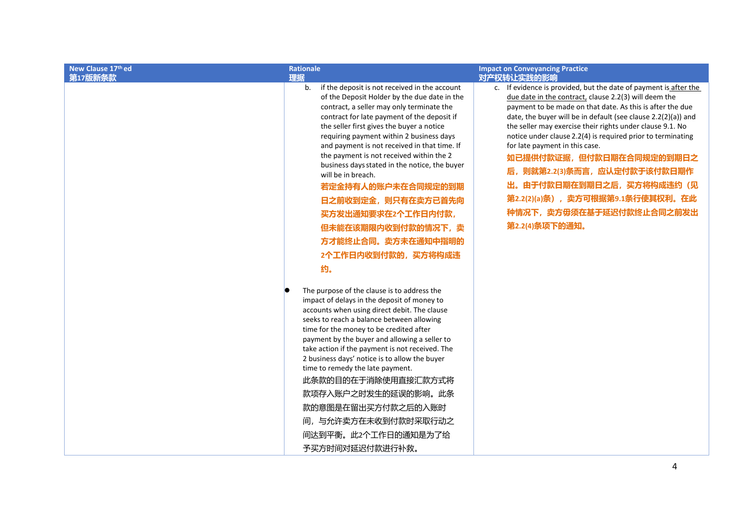| New Clause 17th ed<br>第17版新条款 | Rationale<br>理据 | Impact on Conveyancing Practice<br>对产权转让实践的影响 |
|---|---|---|
| | b. if the deposit is not received in the account of the Deposit Holder by the due date in the contract, a seller may only terminate the contract for late payment of the deposit if the seller first gives the buyer a notice requiring payment within 2 business days and payment is not received in that time. If the payment is not received within the 2 business days stated in the notice, the buyer will be in breach.<br>**若定金持有人的账户未在合同规定的到期日之前收到定金，则只有在卖方已首先向买方发出通知要求在2个工作日内付款，但未能在该期限内收到付款的情况下，卖方才能终止合同。卖方未在通知中指明的2个工作日内收到付款的，买方将构成违约。**<br><br>● The purpose of the clause is to address the impact of delays in the deposit of money to accounts when using direct debit. The clause seeks to reach a balance between allowing time for the money to be credited after payment by the buyer and allowing a seller to take action if the payment is not received. The 2 business days' notice is to allow the buyer time to remedy the late payment.<br>此条款的目的在于消除使用直接汇款方式将款项存入账户之时发生的延误的影响。此条款的意图是在留出买方付款之后的入账时间，与允许卖方在未收到付款时采取行动之间达到平衡。此2个工作日的通知是为了给予买方时间对延迟付款进行补救。 | c. If evidence is provided, but the date of payment is after the due date in the contract, clause 2.2(3) will deem the payment to be made on that date. As this is after the due date, the buyer will be in default (see clause 2.2(2)(a)) and the seller may exercise their rights under clause 9.1. No notice under clause 2.2(4) is required prior to terminating for late payment in this case.<br>**如已提供付款证据，但付款日期在合同规定的到期日之后，则就第2.2(3)条而言，应认定付款于该付款日期作出。由于付款日期在到期日之后，买方将构成违约（见第2.2(2)(a)条），卖方可根据第9.1条行使其权利。在此种情况下，卖方毋须在基于延迟付款终止合同之前发出第2.2(4)条项下的通知。** |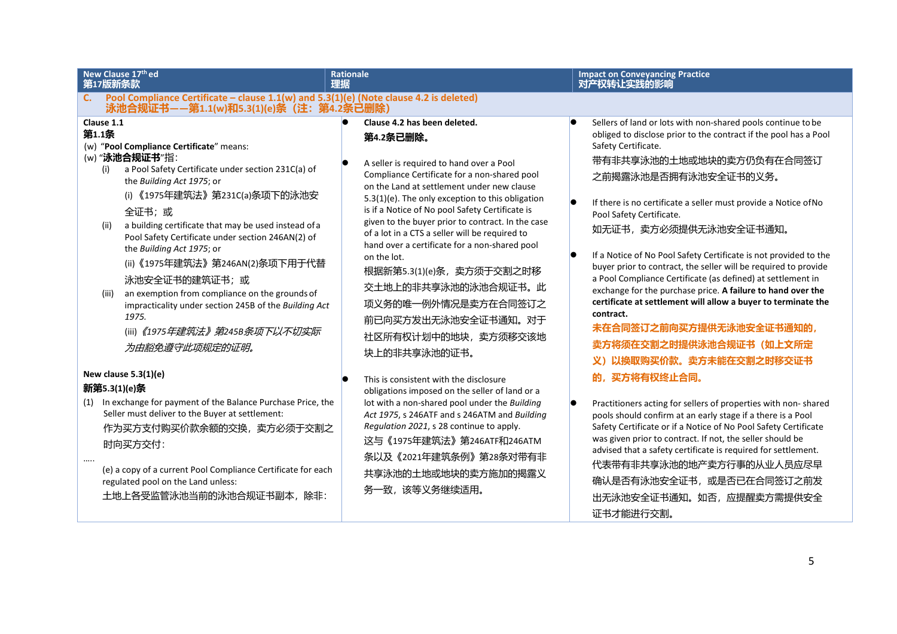| New Clause 17th ed<br>第17版新条款 | Rationale<br>理据 | Impact on Conveyancing Practice<br>对产权转让实践的影响 |
|---|---|---|
| **C. Pool Compliance Certificate – clause 1.1(w) and 5.3(1)(e) (Note clause 4.2 is deleted)<br>泳池合规证书——第1.1(w)和5.3(1)(e)条（注：第4.2条已删除）** | | |
| **Clause 1.1**<br>**第1.1条**<br>(w) "**Pool Compliance Certificate**" means:<br>(w) "**泳池合规证书**"指:<br>(i) a Pool Safety Certificate under section 231C(a) of the *Building Act 1975*; or<br>(i)《1975年建筑法》第231C(a)条项下的泳池安全证书；或<br>(ii) a building certificate that may be used instead of a Pool Safety Certificate under section 246AN(2) of the *Building Act 1975*; or<br>(ii)《1975年建筑法》第246AN(2)条项下用于代替泳池安全证书的建筑证书；或<br>(iii) an exemption from compliance on the grounds of impracticality under section 245B of the *Building Act 1975*.<br>(iii)*《1975年建筑法》第245B条项下以不切实际为由豁免遵守此项规定的证明。*<br><br>**New clause 5.3(1)(e)**<br>**新第5.3(1)(e)条**<br>(1) In exchange for payment of the Balance Purchase Price, the Seller must deliver to the Buyer at settlement:<br>作为买方支付购买价款余额的交换，卖方必须于交割之时向买方交付:<br>.....<br>(e) a copy of a current Pool Compliance Certificate for each regulated pool on the Land unless:<br>土地上各受监管泳池当前的泳池合规证书副本，除非: | • **Clause 4.2 has been deleted.**<br>**第4.2条已删除。**<br><br>• A seller is required to hand over a Pool Compliance Certificate for a non-shared pool on the Land at settlement under new clause 5.3(1)(e). The only exception to this obligation is if a Notice of No pool Safety Certificate is given to the buyer prior to contract. In the case of a lot in a CTS a seller will be required to hand over a certificate for a non-shared pool on the lot.<br>根据新第5.3(1)(e)条，卖方须于交割之时移交土地上的非共享泳池的泳池合规证书。此项义务的唯一例外情况是卖方在合同签订之前已向买方发出无泳池安全证书通知。对于社区所有权计划中的地块，卖方须移交该地块上的非共享泳池的证书。<br><br>• This is consistent with the disclosure obligations imposed on the seller of land or a lot with a non-shared pool under the *Building Act 1975*, s 246ATF and s 246ATM and *Building Regulation 2021*, s 28 continue to apply.<br>这与《1975年建筑法》第246ATF和246ATM条以及《2021年建筑条例》第28条对带有非共享泳池的土地或地块的卖方施加的揭露义务一致，该等义务继续适用。 | • Sellers of land or lots with non-shared pools continue to be obliged to disclose prior to the contract if the pool has a Pool Safety Certificate.<br>带有非共享泳池的土地或地块的卖方仍负有在合同签订之前揭露泳池是否拥有泳池安全证书的义务。<br><br>• If there is no certificate a seller must provide a Notice of No Pool Safety Certificate.<br>如无证书，卖方必须提供无泳池安全证书通知。<br><br>• If a Notice of No Pool Safety Certificate is not provided to the buyer prior to contract, the seller will be required to provide a Pool Compliance Certificate (as defined) at settlement in exchange for the purchase price. **A failure to hand over the certificate at settlement will allow a buyer to terminate the contract.**<br>**未在合同签订之前向买方提供无泳池安全证书通知的，卖方将须在交割之时提供泳池合规证书（如上文所定义）以换取购买价款。卖方未能在交割之时移交证书的，买方将有权终止合同。**<br><br>• Practitioners acting for sellers of properties with non- shared pools should confirm at an early stage if a there is a Pool Safety Certificate or if a Notice of No Pool Safety Certificate was given prior to contract. If not, the seller should be advised that a safety certificate is required for settlement.<br>代表带有非共享泳池的地产卖方行事的从业人员应尽早确认是否有泳池安全证书，或是否已在合同签订之前发出无泳池安全证书通知。如否，应提醒卖方需提供安全证书才能进行交割。 |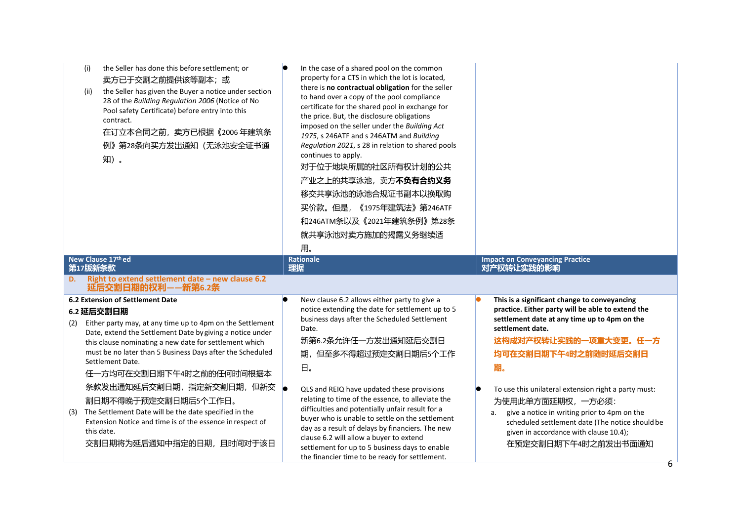| | | |
|---|---|---|
| (i) the Seller has done this before settlement; or<br>卖方已于交割之前提供该等副本；或<br>(ii) the Seller has given the Buyer a notice under section 28 of the *Building Regulation 2006* (Notice of No Pool safety Certificate) before entry into this contract.<br>在订立本合同之前，卖方已根据《2006 年建筑条例》第28条向买方发出通知（无泳池安全证书通知）。 | ● In the case of a shared pool on the common property for a CTS in which the lot is located, there is **no contractual obligation** for the seller to hand over a copy of the pool compliance certificate for the shared pool in exchange for the price. But, the disclosure obligations imposed on the seller under the *Building Act 1975*, s 246ATF and s 246ATM and *Building Regulation 2021*, s 28 in relation to shared pools continues to apply.<br>对于位于地块所属的社区所有权计划的公共产业之上的共享泳池，卖方**不负有合约义务**移交共享泳池的泳池合规证书副本以换取购买价款。但是，《1975年建筑法》第246ATF和246ATM条以及《2021年建筑条例》第28条就共享泳池对卖方施加的揭露义务继续适用。 | |
| **New Clause 17th ed**<br>**第17版新条款** | **Rationale**<br>**理据** | **Impact on Conveyancing Practice**<br>**对产权转让实践的影响** |
| **D. Right to extend settlement date – new clause 6.2**<br>**延后交割日期的权利——新第6.2条** | | |
| **6.2 Extension of Settlement Date**<br>**6.2 延后交割日期**<br>(2) Either party may, at any time up to 4pm on the Settlement Date, extend the Settlement Date by giving a notice under this clause nominating a new date for settlement which must be no later than 5 Business Days after the Scheduled Settlement Date.<br>任一方均可在交割日期下午4时之前的任何时间根据本条款发出通知延后交割日期，指定新交割日期，但新交割日期不得晚于预定交割日期后5个工作日。<br>(3) The Settlement Date will be the date specified in the Extension Notice and time is of the essence in respect of this date.<br>交割日期将为延后通知中指定的日期，且时间对于该日 | ● New clause 6.2 allows either party to give a notice extending the date for settlement up to 5 business days after the Scheduled Settlement Date.<br>新第6.2条允许任一方发出通知延后交割日期，但至多不得超过预定交割日期后5个工作日。<br>● QLS and REIQ have updated these provisions relating to time of the essence, to alleviate the difficulties and potentially unfair result for a buyer who is unable to settle on the settlement day as a result of delays by financiers. The new clause 6.2 will allow a buyer to extend settlement for up to 5 business days to enable the financier time to be ready for settlement. | ● **This is a significant change to conveyancing practice. Either party will be able to extend the settlement date at any time up to 4pm on the settlement date.**<br>**这构成对产权转让实践的一项重大变更。任一方均可在交割日期下午4时之前随时延后交割日期。**<br>● To use this unilateral extension right a party must:<br>为使用此单方面延期权，一方必须：<br>a. give a notice in writing prior to 4pm on the scheduled settlement date (The notice should be given in accordance with clause 10.4);<br>在预定交割日期下午4时之前发出书面通知 |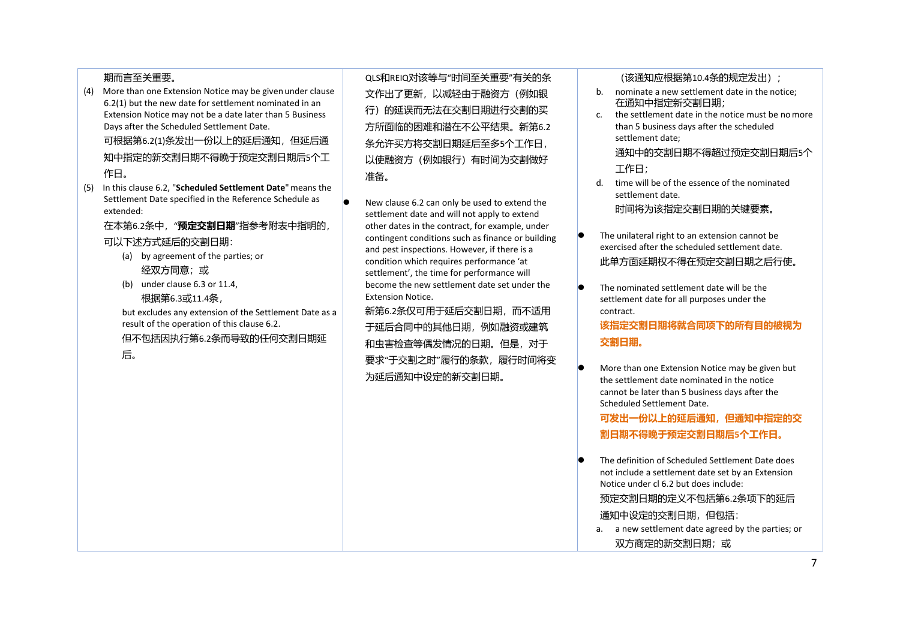| | | |
|---|---|---|
| 期而言至关重要。<br>(4) More than one Extension Notice may be given under clause 6.2(1) but the new date for settlement nominated in an Extension Notice may not be a date later than 5 Business Days after the Scheduled Settlement Date.<br>可根据第6.2(1)条发出一份以上的延后通知，但延后通知中指定的新交割日期不得晚于预定交割日期后5个工作日。<br>(5) In this clause 6.2, "**Scheduled Settlement Date**" means the Settlement Date specified in the Reference Schedule as extended:<br>在本第6.2条中，"**预定交割日期**"指参考附表中指明的，可以下述方式延后的交割日期：<br>(a) by agreement of the parties; or<br>经双方同意；或<br>(b) under clause 6.3 or 11.4,<br>根据第6.3或11.4条，<br>but excludes any extension of the Settlement Date as a result of the operation of this clause 6.2.<br>但不包括因执行第6.2条而导致的任何交割日期延后。 | QLS和REIQ对该等与"时间至关重要"有关的条文作出了更新，以减轻由于融资方（例如银行）的延误而无法在交割日期进行交割的买方所面临的困难和潜在不公平结果。新第6.2条允许买方将交割日期延后至多5个工作日，以使融资方（例如银行）有时间为交割做好准备。<br><br>● New clause 6.2 can only be used to extend the settlement date and will not apply to extend other dates in the contract, for example, under contingent conditions such as finance or building and pest inspections. However, if there is a condition which requires performance 'at settlement', the time for performance will become the new settlement date set under the Extension Notice.<br>新第6.2条仅可用于延后交割日期，而不适用于延后合同中的其他日期，例如融资或建筑和虫害检查等偶发情况的日期。但是，对于要求"于交割之时"履行的条款，履行时间将变为延后通知中设定的新交割日期。 | （该通知应根据第10.4条的规定发出）；<br>b. nominate a new settlement date in the notice;<br>在通知中指定新交割日期；<br>c. the settlement date in the notice must be no more than 5 business days after the scheduled settlement date;<br>通知中的交割日期不得超过预定交割日期后5个工作日；<br>d. time will be of the essence of the nominated settlement date.<br>时间将为该指定交割日期的关键要素。<br><br>● The unilateral right to an extension cannot be exercised after the scheduled settlement date.<br>此单方面延期权不得在预定交割日期之后行使。<br><br>● The nominated settlement date will be the settlement date for all purposes under the contract.<br>**该指定交割日期将就合同项下的所有目的被视为交割日期。**<br><br>● More than one Extension Notice may be given but the settlement date nominated in the notice cannot be later than 5 business days after the Scheduled Settlement Date.<br>**可发出一份以上的延后通知，但通知中指定的交割日期不得晚于预定交割日期后5个工作日。**<br><br>● The definition of Scheduled Settlement Date does not include a settlement date set by an Extension Notice under cl 6.2 but does include:<br>预定交割日期的定义不包括第6.2条项下的延后通知中设定的交割日期，但包括：<br>a. a new settlement date agreed by the parties; or<br>双方商定的新交割日期；或 |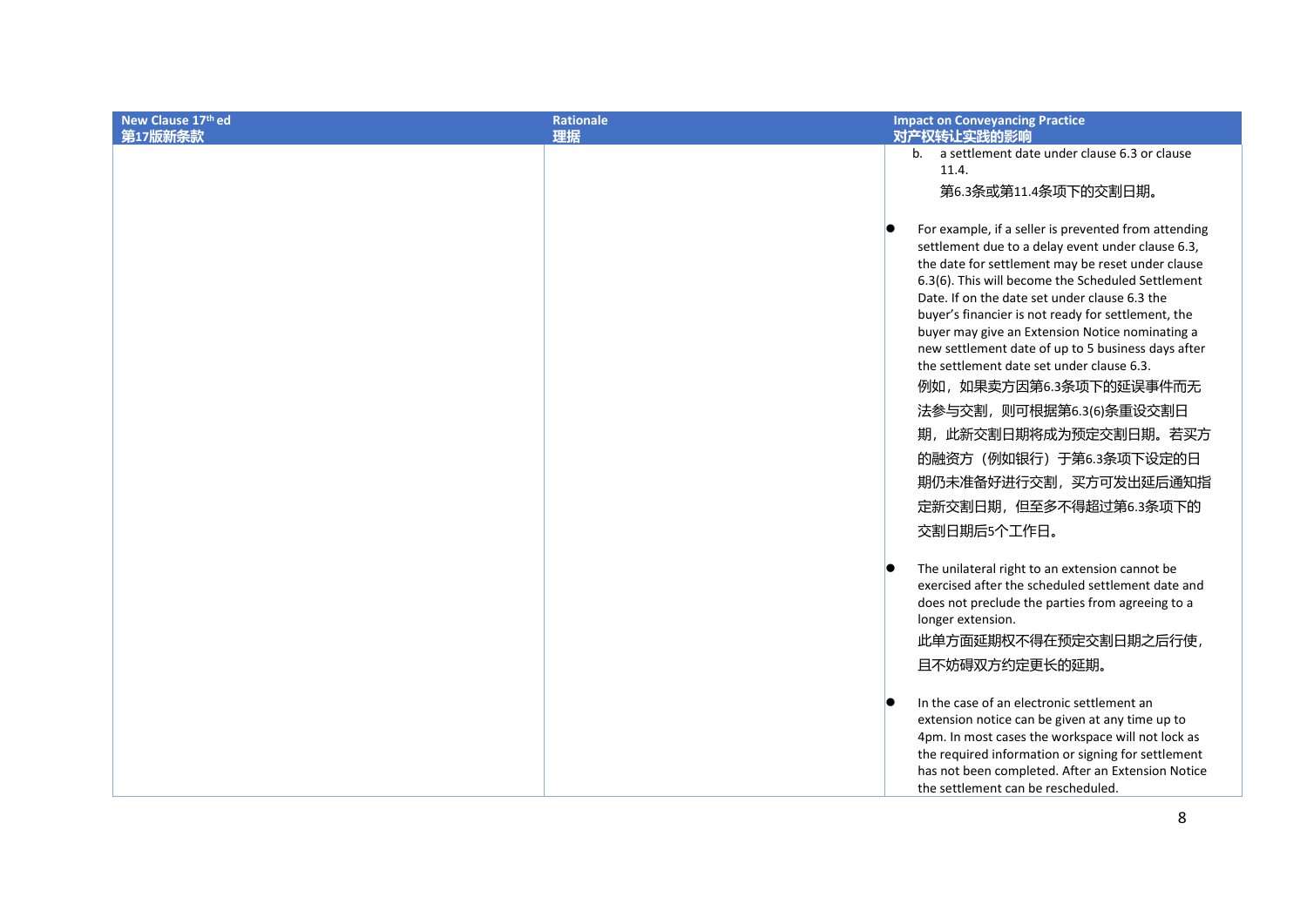| New Clause 17th ed<br>第17版新条款 | Rationale<br>理据 | Impact on Conveyancing Practice<br>对产权转让实践的影响 |
| --- | --- | --- |
| | | b. a settlement date under clause 6.3 or clause 11.4.<br>第6.3条或第11.4条项下的交割日期。<br><br>● For example, if a seller is prevented from attending settlement due to a delay event under clause 6.3, the date for settlement may be reset under clause 6.3(6). This will become the Scheduled Settlement Date. If on the date set under clause 6.3 the buyer's financier is not ready for settlement, the buyer may give an Extension Notice nominating a new settlement date of up to 5 business days after the settlement date set under clause 6.3.<br>例如，如果卖方因第6.3条项下的延误事件而无法参与交割，则可根据第6.3(6)条重设交割日期，此新交割日期将成为预定交割日期。若买方的融资方（例如银行）于第6.3条项下设定的日期仍未准备好进行交割，买方可发出延后通知指定新交割日期，但至多不得超过第6.3条项下的交割日期后5个工作日。<br><br>● The unilateral right to an extension cannot be exercised after the scheduled settlement date and does not preclude the parties from agreeing to a longer extension.<br>此单方面延期权不得在预定交割日期之后行使，且不妨碍双方约定更长的延期。<br><br>● In the case of an electronic settlement an extension notice can be given at any time up to 4pm. In most cases the workspace will not lock as the required information or signing for settlement has not been completed. After an Extension Notice the settlement can be rescheduled. |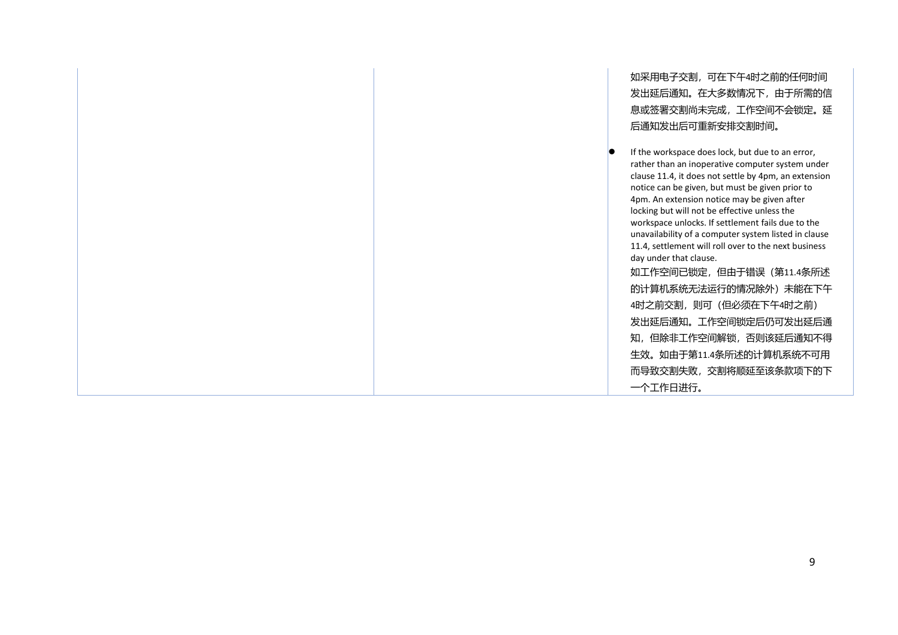| | | |
|---|---|---|
| | | 如采用电子交割，可在下午4时之前的任何时间发出延后通知。在大多数情况下，由于所需的信息或签署交割尚未完成，工作空间不会锁定。延后通知发出后可重新安排交割时间。<br><br>● If the workspace does lock, but due to an error, rather than an inoperative computer system under clause 11.4, it does not settle by 4pm, an extension notice can be given, but must be given prior to 4pm. An extension notice may be given after locking but will not be effective unless the workspace unlocks. If settlement fails due to the unavailability of a computer system listed in clause 11.4, settlement will roll over to the next business day under that clause.<br>如工作空间已锁定，但由于错误（第11.4条所述的计算机系统无法运行的情况除外）未能在下午4时之前交割，则可（但必须在下午4时之前）发出延后通知。工作空间锁定后仍可发出延后通知，但除非工作空间解锁，否则该延后通知不得生效。如由于第11.4条所述的计算机系统不可用而导致交割失败，交割将顺延至该条款项下的下一个工作日进行。 |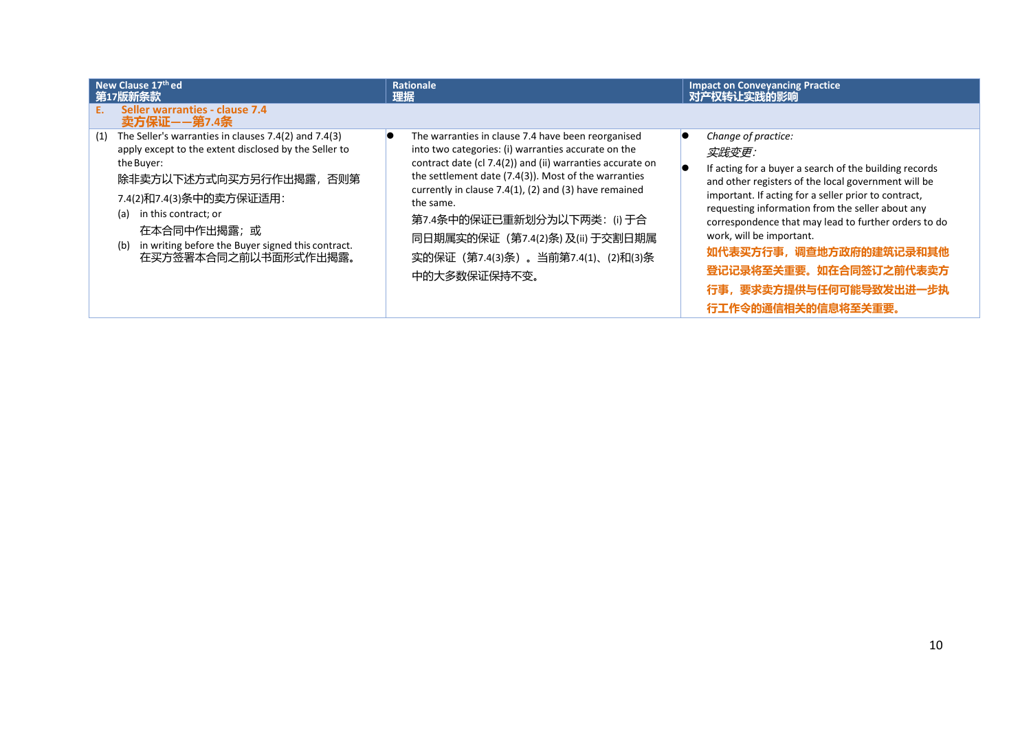| New Clause 17th ed<br>第17版新条款 | Rationale<br>理据 | Impact on Conveyancing Practice<br>对产权转让实践的影响 |
|---|---|---|
| **E. Seller warranties - clause 7.4**<br>**卖方保证——第7.4条** | | |
| (1) The Seller's warranties in clauses 7.4(2) and 7.4(3) apply except to the extent disclosed by the Seller to the Buyer:<br>除非卖方以下述方式向买方另行作出揭露，否则第7.4(2)和7.4(3)条中的卖方保证适用：<br>(a) in this contract; or<br>在本合同中作出揭露；或<br>(b) in writing before the Buyer signed this contract.<br>在买方签署本合同之前以书面形式作出揭露。 | ● The warranties in clause 7.4 have been reorganised into two categories: (i) warranties accurate on the contract date (cl 7.4(2)) and (ii) warranties accurate on the settlement date (7.4(3)). Most of the warranties currently in clause 7.4(1), (2) and (3) have remained the same.<br>第7.4条中的保证已重新划分为以下两类：(i) 于合同日期属实的保证（第7.4(2)条) 及(ii) 于交割日期属实的保证（第7.4(3)条）。当前第7.4(1)、(2)和(3)条中的大多数保证保持不变。 | ● *Change of practice:*<br>*实践变更：*<br>● If acting for a buyer a search of the building records and other registers of the local government will be important. If acting for a seller prior to contract, requesting information from the seller about any correspondence that may lead to further orders to do work, will be important.<br>**如代表买方行事，调查地方政府的建筑记录和其他登记记录将至关重要。如在合同签订之前代表卖方行事，要求卖方提供与任何可能导致发出进一步执行工作令的通信相关的信息将至关重要。** |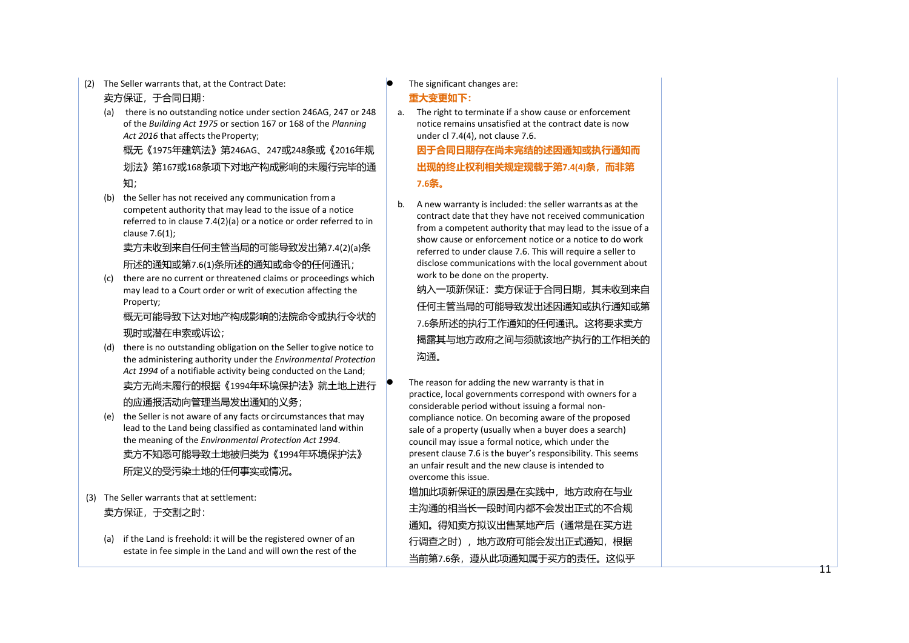(2) The Seller warrants that, at the Contract Date:
卖方保证，于合同日期：

(a) there is no outstanding notice under section 246AG, 247 or 248 of the *Building Act 1975* or section 167 or 168 of the *Planning Act 2016* that affects the Property;
概无《1975年建筑法》第246AG、247或248条或《2016年规划法》第167或168条项下对地产构成影响的未履行完毕的通知；

(b) the Seller has not received any communication from a competent authority that may lead to the issue of a notice referred to in clause 7.4(2)(a) or a notice or order referred to in clause 7.6(1);
卖方未收到来自任何主管当局的可能导致发出第7.4(2)(a)条所述的通知或第7.6(1)条所述的通知或命令的任何通讯；

(c) there are no current or threatened claims or proceedings which may lead to a Court order or writ of execution affecting the Property;
概无可能导致下达对地产构成影响的法院命令或执行令状的现时或潜在申索或诉讼；

(d) there is no outstanding obligation on the Seller to give notice to the administering authority under the *Environmental Protection Act 1994* of a notifiable activity being conducted on the Land;
卖方无尚未履行的根据《1994年环境保护法》就土地上进行的应通报活动向管理当局发出通知的义务；

(e) the Seller is not aware of any facts or circumstances that may lead to the Land being classified as contaminated land within the meaning of the *Environmental Protection Act 1994*.
卖方不知悉可能导致土地被归类为《1994年环境保护法》所定义的受污染土地的任何事实或情况。

(3) The Seller warrants that at settlement:
卖方保证，于交割之时：

(a) if the Land is freehold: it will be the registered owner of an estate in fee simple in the Land and will own the rest of the

- The significant changes are:
**重大变更如下：**

a. The right to terminate if a show cause or enforcement notice remains unsatisfied at the contract date is now under cl 7.4(4), not clause 7.6.
**因于合同日期存在尚未完结的述因通知或执行通知而出现的终止权利相关规定现载于第7.4(4)条，而非第7.6条。**

b. A new warranty is included: the seller warrants as at the contract date that they have not received communication from a competent authority that may lead to the issue of a show cause or enforcement notice or a notice to do work referred to under clause 7.6. This will require a seller to disclose communications with the local government about work to be done on the property.
纳入一项新保证：卖方保证于合同日期，其未收到来自任何主管当局的可能导致发出述因通知或执行通知或第7.6条所述的执行工作通知的任何通讯。这将要求卖方揭露其与地方政府之间与须就该地产执行的工作相关的沟通。

- The reason for adding the new warranty is that in practice, local governments correspond with owners for a considerable period without issuing a formal non-compliance notice. On becoming aware of the proposed sale of a property (usually when a buyer does a search) council may issue a formal notice, which under the present clause 7.6 is the buyer's responsibility. This seems an unfair result and the new clause is intended to overcome this issue.
增加此项新保证的原因是在实践中，地方政府在与业主沟通的相当长一段时间内都不会发出正式的不合规通知。得知卖方拟议出售某地产后（通常是在买方进行调查之时），地方政府可能会发出正式通知，根据当前第7.6条，遵从此项通知属于买方的责任。这似乎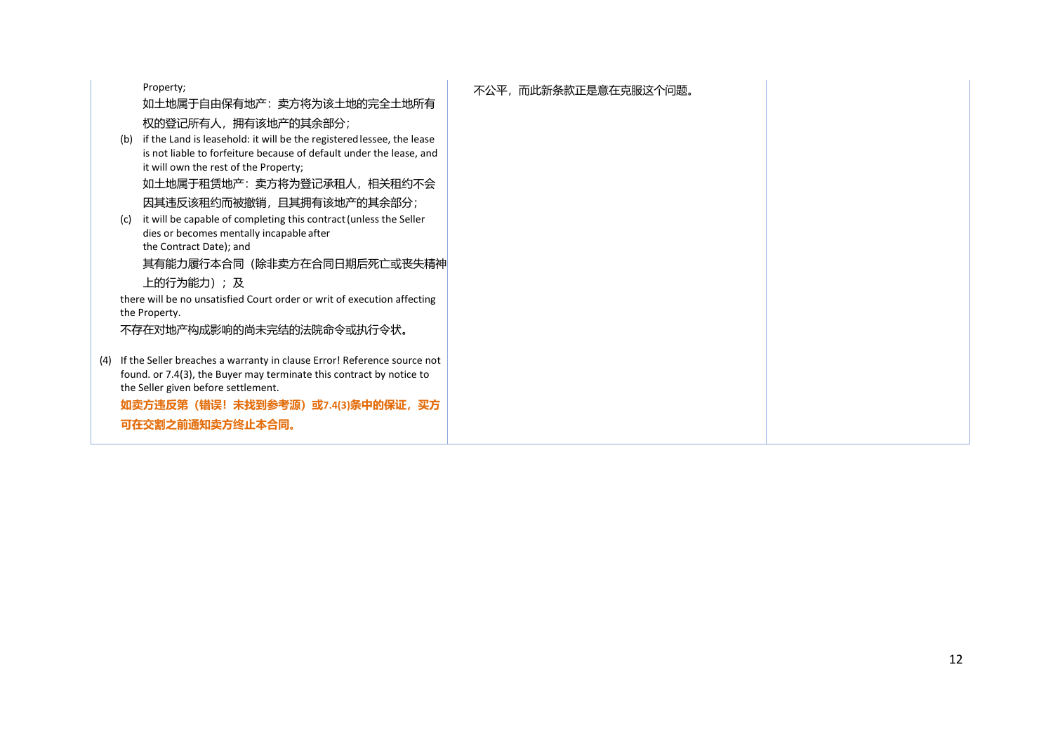| | | |
|---|---|---|
| Property;<br>如土地属于自由保有地产：卖方将为该土地的完全土地所有权的登记所有人，拥有该地产的其余部分；<br>(b) if the Land is leasehold: it will be the registered lessee, the lease is not liable to forfeiture because of default under the lease, and it will own the rest of the Property;<br>如土地属于租赁地产：卖方将为登记承租人，相关租约不会因其违反该租约而被撤销，且其拥有该地产的其余部分；<br>(c) it will be capable of completing this contract (unless the Seller dies or becomes mentally incapable after the Contract Date); and<br>其有能力履行本合同（除非卖方在合同日期后死亡或丧失精神上的行为能力）；及<br>there will be no unsatisfied Court order or writ of execution affecting the Property.<br>不存在对地产构成影响的尚未完结的法院命令或执行令状。<br><br>(4) If the Seller breaches a warranty in clause Error! Reference source not found. or 7.4(3), the Buyer may terminate this contract by notice to the Seller given before settlement.<br>**如卖方违反第（错误！未找到参考源）或7.4(3)条中的保证，买方可在交割之前通知卖方终止本合同。** | 不公平，而此新条款正是意在克服这个问题。 | |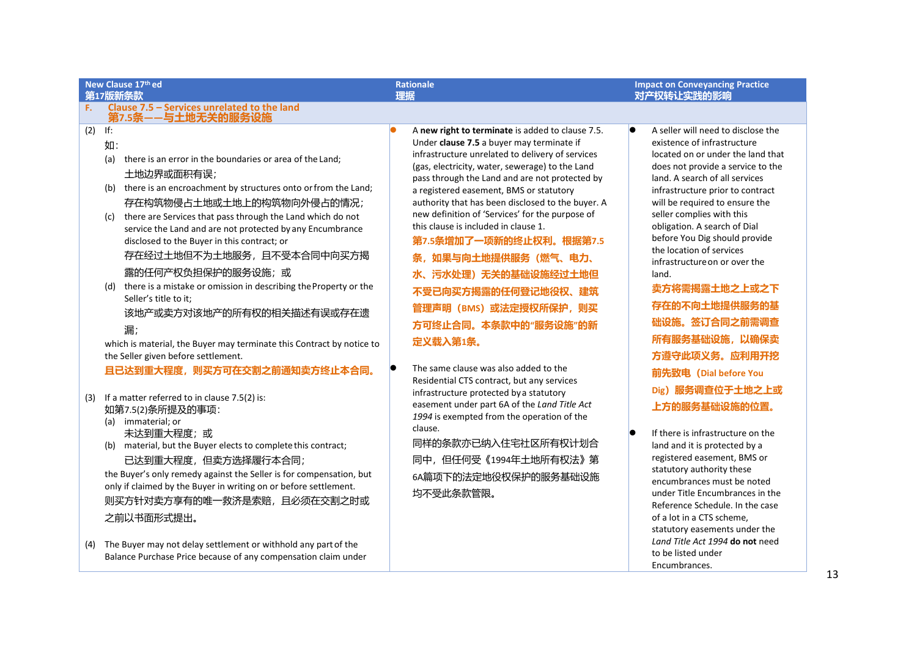| New Clause 17th ed<br>第17版新条款 | Rationale<br>理据 | Impact on Conveyancing Practice<br>对产权转让实践的影响 |
|---|---|---|
| **F. Clause 7.5 – Services unrelated to the land**<br>**第7.5条——与土地无关的服务设施** | | |
| (2) If:<br>如：<br>(a) there is an error in the boundaries or area of the Land;<br>土地边界或面积有误；<br>(b) there is an encroachment by structures onto or from the Land;<br>存在构筑物侵占土地或土地上的构筑物向外侵占的情况；<br>(c) there are Services that pass through the Land which do not service the Land and are not protected by any Encumbrance disclosed to the Buyer in this contract; or<br>存在经过土地但不为土地服务，且不受本合同中向买方揭露的任何产权负担保护的服务设施；或<br>(d) there is a mistake or omission in describing the Property or the Seller's title to it;<br>该地产或卖方对该地产的所有权的相关描述有误或存在遗漏；<br>which is material, the Buyer may terminate this Contract by notice to the Seller given before settlement.<br>**且已达到重大程度，则买方可在交割之前通知卖方终止本合同。**<br><br>(3) If a matter referred to in clause 7.5(2) is:<br>如第7.5(2)条所提及的事项：<br>(a) immaterial; or<br>未达到重大程度；或<br>(b) material, but the Buyer elects to complete this contract;<br>已达到重大程度，但卖方选择履行本合同；<br>the Buyer's only remedy against the Seller is for compensation, but only if claimed by the Buyer in writing on or before settlement.<br>则买方针对卖方享有的唯一救济是索赔，且必须在交割之时或之前以书面形式提出。<br><br>(4) The Buyer may not delay settlement or withhold any part of the Balance Purchase Price because of any compensation claim under | • A **new right to terminate** is added to clause 7.5. Under **clause 7.5** a buyer may terminate if infrastructure unrelated to delivery of services (gas, electricity, water, sewerage) to the Land pass through the Land and are not protected by a registered easement, BMS or statutory authority that has been disclosed to the buyer. A new definition of 'Services' for the purpose of this clause is included in clause 1.<br>**第7.5条增加了一项新的终止权利。根据第7.5条，如果与向土地提供服务（燃气、电力、水、污水处理）无关的基础设施经过土地但不受已向买方揭露的任何登记地役权、建筑管理声明（BMS）或法定授权所保护，则买方可终止合同。本条款中的"服务设施"的新定义载入第1条。**<br><br>• The same clause was also added to the Residential CTS contract, but any services infrastructure protected by a statutory easement under part 6A of the *Land Title Act 1994* is exempted from the operation of the clause.<br>同样的条款亦已纳入住宅社区所有权计划合同中，但任何受《1994年土地所有权法》第6A篇项下的法定地役权保护的服务基础设施均不受此条款管限。 | • A seller will need to disclose the existence of infrastructure located on or under the land that does not provide a service to the land. A search of all services infrastructure prior to contract will be required to ensure the seller complies with this obligation. A search of Dial before You Dig should provide the location of services infrastructure on or over the land.<br>**卖方将需揭露土地之上或之下存在的不向土地提供服务的基础设施。签订合同之前需调查所有服务基础设施，以确保卖方遵守此项义务。应利用开挖前先致电（Dial before You Dig）服务调查位于土地之上或上方的服务基础设施的位置。**<br><br>• If there is infrastructure on the land and it is protected by a registered easement, BMS or statutory authority these encumbrances must be noted under Title Encumbrances in the Reference Schedule. In the case of a lot in a CTS scheme, statutory easements under the *Land Title Act 1994* **do not** need to be listed under Encumbrances. |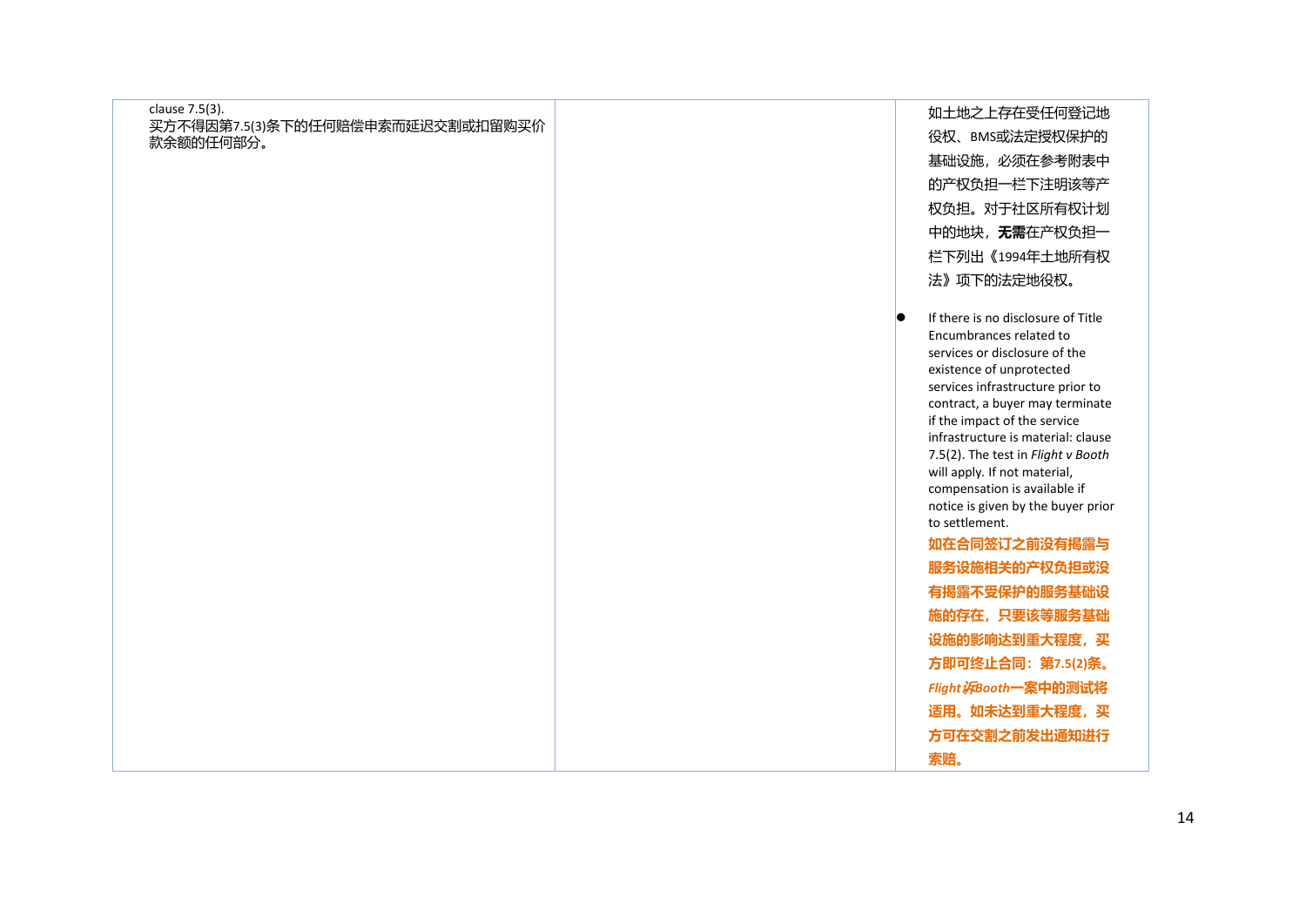| | | |
|---|---|---|
| clause 7.5(3).<br>买方不得因第7.5(3)条下的任何赔偿申索而延迟交割或扣留购买价款余额的任何部分。 | | 如土地之上存在受任何登记地役权、BMS或法定授权保护的基础设施，必须在参考附表中的产权负担一栏下注明该等产权负担。对于社区所有权计划中的地块，**无需**在产权负担一栏下列出《1994年土地所有权法》项下的法定地役权。<br><br>● If there is no disclosure of Title Encumbrances related to services or disclosure of the existence of unprotected services infrastructure prior to contract, a buyer may terminate if the impact of the service infrastructure is material: clause 7.5(2). The test in *Flight v Booth* will apply. If not material, compensation is available if notice is given by the buyer prior to settlement.<br>**如在合同签订之前没有揭露与服务设施相关的产权负担或没有揭露不受保护的服务基础设施的存在，只要该等服务基础设施的影响达到重大程度，买方即可终止合同：第7.5(2)条。*Flight*诉*Booth*一案中的测试将适用。如未达到重大程度，买方可在交割之前发出通知进行索赔。** |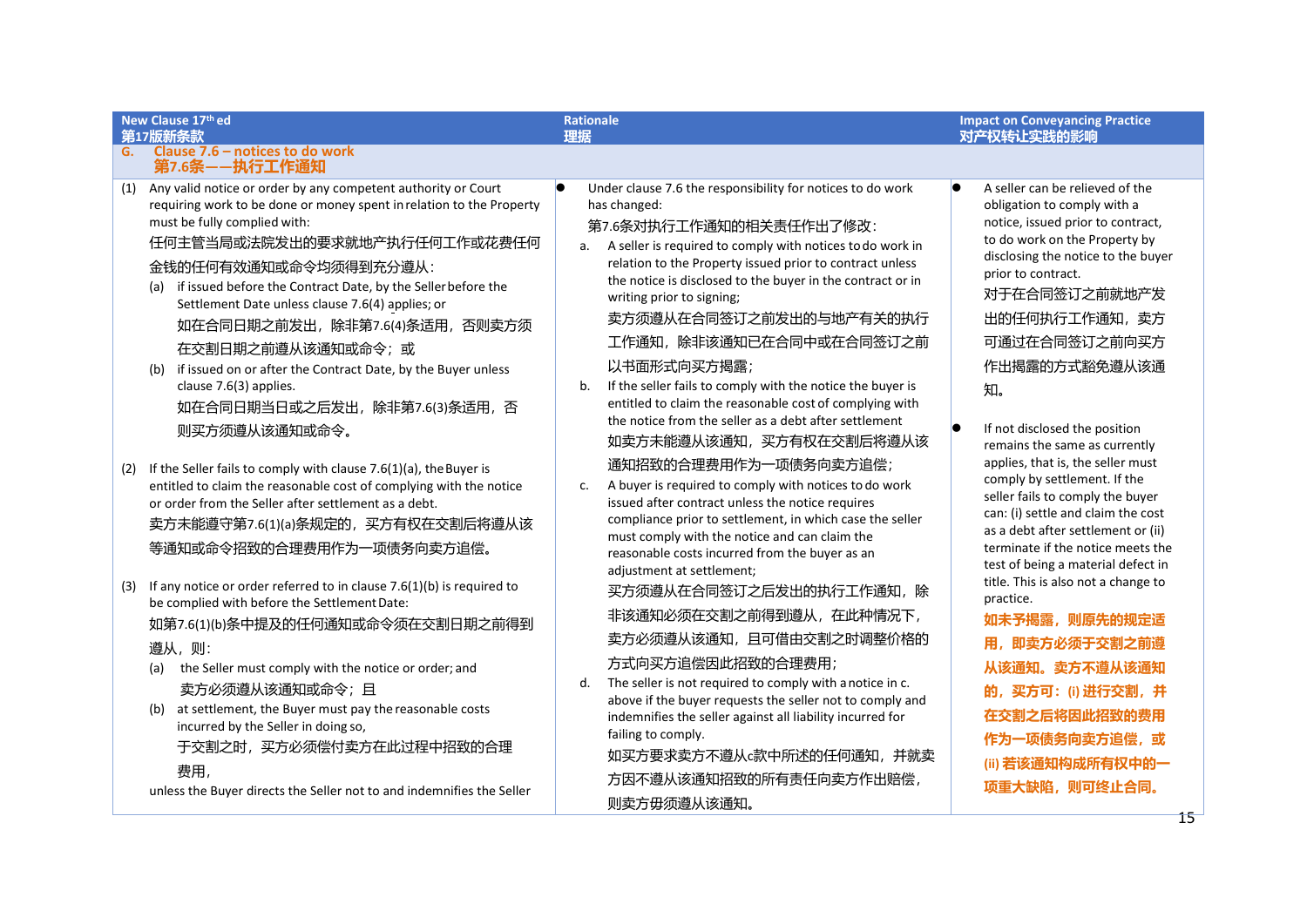| New Clause 17th ed<br>第17版新条款 | Rationale<br>理据 | Impact on Conveyancing Practice<br>对产权转让实践的影响 |
|---|---|---|
| **G. Clause 7.6 – notices to do work**<br>**第7.6条——执行工作通知** | | |
| (1) Any valid notice or order by any competent authority or Court requiring work to be done or money spent in relation to the Property must be fully complied with:<br>任何主管当局或法院发出的要求就地产执行任何工作或花费任何金钱的任何有效通知或命令均须得到充分遵从：<br>(a) if issued before the Contract Date, by the Seller before the Settlement Date unless clause 7.6(4) applies; or<br>如在合同日期之前发出，除非第7.6(4)条适用，否则卖方须在交割日期之前遵从该通知或命令；或<br>(b) if issued on or after the Contract Date, by the Buyer unless clause 7.6(3) applies.<br>如在合同日期当日或之后发出，除非第7.6(3)条适用，否则买方须遵从该通知或命令。<br><br>(2) If the Seller fails to comply with clause 7.6(1)(a), the Buyer is entitled to claim the reasonable cost of complying with the notice or order from the Seller after settlement as a debt.<br>卖方未能遵守第7.6(1)(a)条规定的，买方有权在交割后将遵从该等通知或命令招致的合理费用作为一项债务向卖方追偿。<br><br>(3) If any notice or order referred to in clause 7.6(1)(b) is required to be complied with before the Settlement Date:<br>如第7.6(1)(b)条中提及的任何通知或命令须在交割日期之前得到遵从，则：<br>(a) the Seller must comply with the notice or order; and<br>卖方必须遵从该通知或命令；且<br>(b) at settlement, the Buyer must pay the reasonable costs incurred by the Seller in doing so,<br>于交割之时，买方必须偿付卖方在此过程中招致的合理费用，<br>unless the Buyer directs the Seller not to and indemnifies the Seller | • Under clause 7.6 the responsibility for notices to do work has changed:<br>第7.6条对执行工作通知的相关责任作出了修改：<br>a. A seller is required to comply with notices to do work in relation to the Property issued prior to contract unless the notice is disclosed to the buyer in the contract or in writing prior to signing;<br>卖方须遵从在合同签订之前发出的与地产有关的执行工作通知，除非该通知已在合同中或在合同签订之前以书面形式向买方揭露；<br>b. If the seller fails to comply with the notice the buyer is entitled to claim the reasonable cost of complying with the notice from the seller as a debt after settlement<br>如卖方未能遵从该通知，买方有权在交割后将遵从该通知招致的合理费用作为一项债务向卖方追偿；<br>c. A buyer is required to comply with notices to do work issued after contract unless the notice requires compliance prior to settlement, in which case the seller must comply with the notice and can claim the reasonable costs incurred from the buyer as an adjustment at settlement;<br>买方须遵从在合同签订之后发出的执行工作通知，除非该通知必须在交割之前得到遵从，在此种情况下，卖方必须遵从该通知，且可借由交割之时调整价格的方式向买方追偿因此招致的合理费用；<br>d. The seller is not required to comply with a notice in c. above if the buyer requests the seller not to comply and indemnifies the seller against all liability incurred for failing to comply.<br>如买方要求卖方不遵从c款中所述的任何通知，并就卖方因不遵从该通知招致的所有责任向卖方作出赔偿，则卖方毋须遵从该通知。 | • A seller can be relieved of the obligation to comply with a notice, issued prior to contract, to do work on the Property by disclosing the notice to the buyer prior to contract.<br>对于在合同签订之前就地产发出的任何执行工作通知，卖方可通过在合同签订之前向买方作出揭露的方式豁免遵从该通知。<br><br>• If not disclosed the position remains the same as currently applies, that is, the seller must comply by settlement. If the seller fails to comply the buyer can: (i) settle and claim the cost as a debt after settlement or (ii) terminate if the notice meets the test of being a material defect in title. This is also not a change to practice.<br>**如未予揭露，则原先的规定适用，即卖方必须于交割之前遵从该通知。卖方不遵从该通知的，买方可：(i) 进行交割，并在交割之后将因此招致的费用作为一项债务向卖方追偿，或 (ii) 若该通知构成所有权中的一项重大缺陷，则可终止合同。** |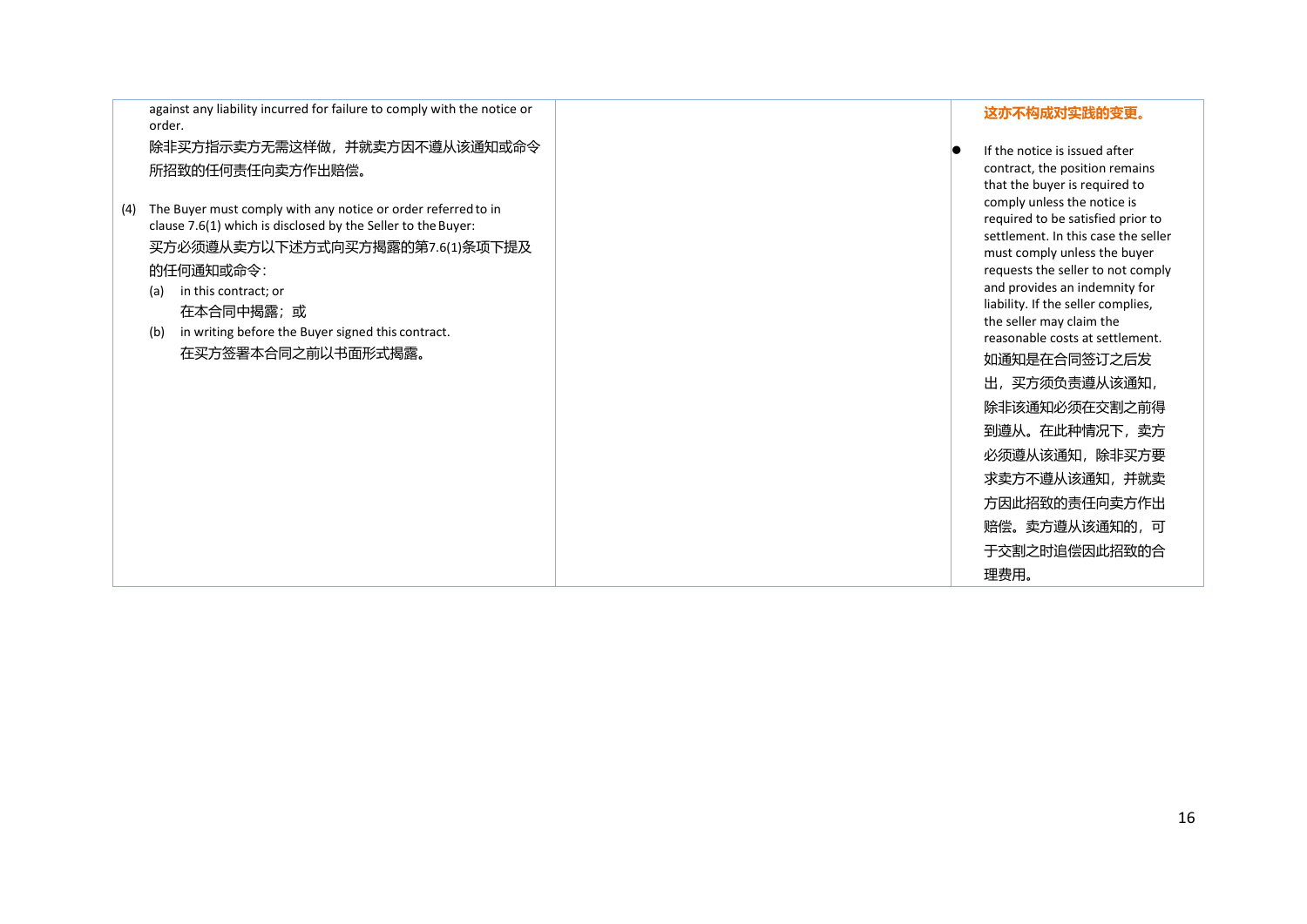| | | |
|---|---|---|
| against any liability incurred for failure to comply with the notice or order.<br>除非买方指示卖方无需这样做，并就卖方因不遵从该通知或命令所招致的任何责任向卖方作出赔偿。<br><br>(4) The Buyer must comply with any notice or order referred to in clause 7.6(1) which is disclosed by the Seller to the Buyer:<br>买方必须遵从卖方以下述方式向买方揭露的第7.6(1)条项下提及的任何通知或命令：<br>(a) in this contract; or<br>在本合同中揭露；或<br>(b) in writing before the Buyer signed this contract.<br>在买方签署本合同之前以书面形式揭露。 | | **这亦不构成对实践的变更。**<br><br>● If the notice is issued after contract, the position remains that the buyer is required to comply unless the notice is required to be satisfied prior to settlement. In this case the seller must comply unless the buyer requests the seller to not comply and provides an indemnity for liability. If the seller complies, the seller may claim the reasonable costs at settlement.<br>如通知是在合同签订之后发出，买方须负责遵从该通知，除非该通知必须在交割之前得到遵从。在此种情况下，卖方必须遵从该通知，除非买方要求卖方不遵从该通知，并就卖方因此招致的责任向卖方作出赔偿。卖方遵从该通知的，可于交割之时追偿因此招致的合理费用。 |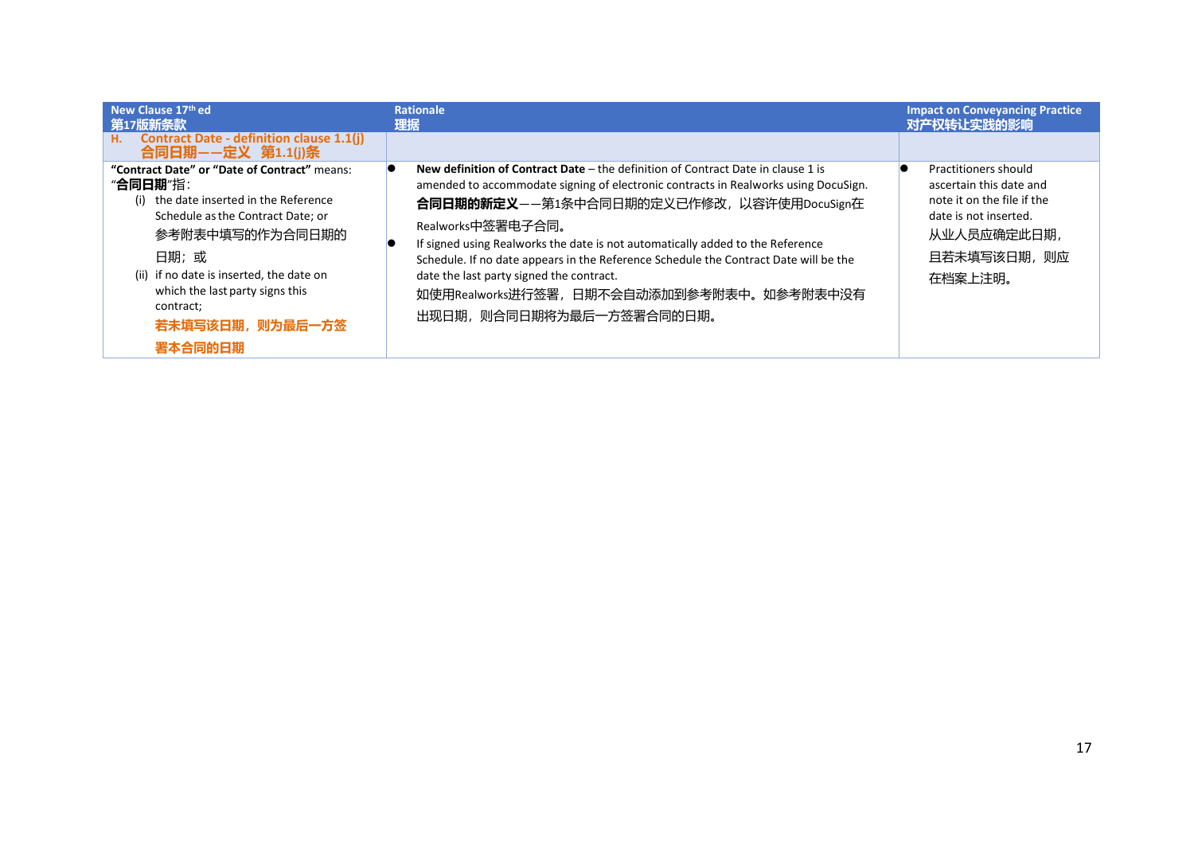| New Clause 17th ed 第17版新条款 | Rationale 理据 | Impact on Conveyancing Practice 对产权转让实践的影响 |
|---|---|---|
| **H. Contract Date - definition clause 1.1(j) 合同日期——定义 第1.1(j)条** | | |
| **"Contract Date" or "Date of Contract"** means: "**合同日期**"指:<br>(i) the date inserted in the Reference Schedule as the Contract Date; or 参考附表中填写的作为合同日期的日期；或<br>(ii) if no date is inserted, the date on which the last party signs this contract; **若未填写该日期，则为最后一方签署本合同的日期** | • **New definition of Contract Date** – the definition of Contract Date in clause 1 is amended to accommodate signing of electronic contracts in Realworks using DocuSign. **合同日期的新定义**——第1条中合同日期的定义已作修改，以容许使用DocuSign在Realworks中签署电子合同。<br>• If signed using Realworks the date is not automatically added to the Reference Schedule. If no date appears in the Reference Schedule the Contract Date will be the date the last party signed the contract. 如使用Realworks进行签署，日期不会自动添加到参考附表中。如参考附表中没有出现日期，则合同日期将为最后一方签署合同的日期。 | • Practitioners should ascertain this date and note it on the file if the date is not inserted. 从业人员应确定此日期，且若未填写该日期，则应在档案上注明。 |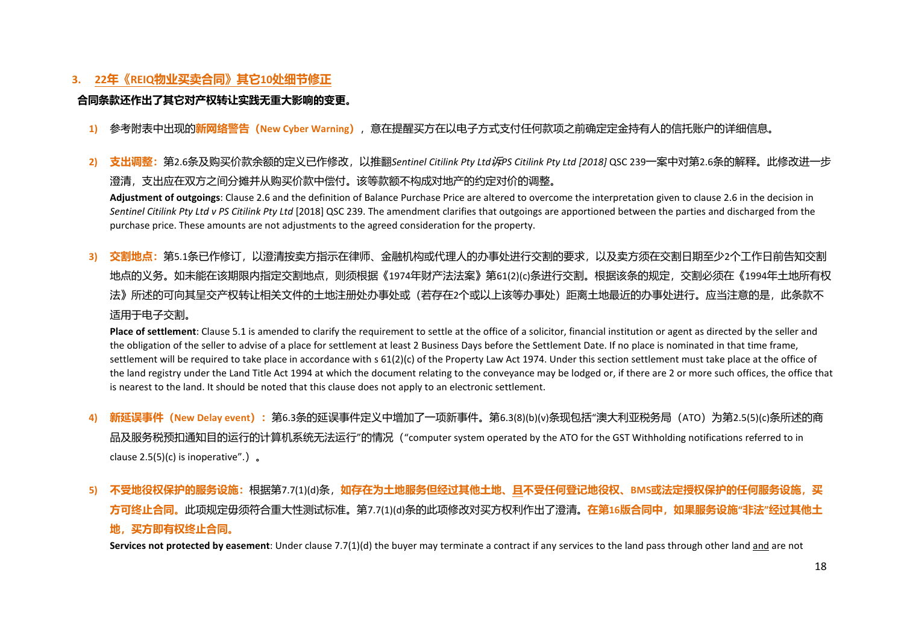## 3. 22年《REIQ物业买卖合同》其它10处细节修正

**合同条款还作出了其它对产权转让实践无重大影响的变更。**

1) 参考附表中出现的**新网络警告（New Cyber Warning）**，意在提醒买方在以电子方式支付任何款项之前确定定金持有人的信托账户的详细信息。

2) **支出调整：**第2.6条及购买价款余额的定义已作修改，以推翻*Sentinel Citilink Pty Ltd诉PS Citilink Pty Ltd [2018]* QSC 239一案中对第2.6条的解释。此修改进一步澄清，支出应在双方之间分摊并从购买价款中偿付。该等款额不构成对地产的约定对价的调整。

   **Adjustment of outgoings**: Clause 2.6 and the definition of Balance Purchase Price are altered to overcome the interpretation given to clause 2.6 in the decision in *Sentinel Citilink Pty Ltd v PS Citilink Pty Ltd* [2018] QSC 239. The amendment clarifies that outgoings are apportioned between the parties and discharged from the purchase price. These amounts are not adjustments to the agreed consideration for the property.

3) **交割地点：**第5.1条已作修订，以澄清按卖方指示在律师、金融机构或代理人的办事处进行交割的要求，以及卖方须在交割日期至少2个工作日前告知交割地点的义务。如未能在该期限内指定交割地点，则须根据《1974年财产法法案》第61(2)(c)条进行交割。根据该条的规定，交割必须在《1994年土地所有权法》所述的可向其呈交产权转让相关文件的土地注册处办事处或（若存在2个或以上该等办事处）距离土地最近的办事处进行。应当注意的是，此条款不适用于电子交割。

   **Place of settlement**: Clause 5.1 is amended to clarify the requirement to settle at the office of a solicitor, financial institution or agent as directed by the seller and the obligation of the seller to advise of a place for settlement at least 2 Business Days before the Settlement Date. If no place is nominated in that time frame, settlement will be required to take place in accordance with s 61(2)(c) of the Property Law Act 1974. Under this section settlement must take place at the office of the land registry under the Land Title Act 1994 at which the document relating to the conveyance may be lodged or, if there are 2 or more such offices, the office that is nearest to the land. It should be noted that this clause does not apply to an electronic settlement.

4) **新延误事件（New Delay event）：**第6.3条的延误事件定义中增加了一项新事件。第6.3(8)(b)(v)条现包括"澳大利亚税务局（ATO）为第2.5(5)(c)条所述的商品及服务税预扣通知目的运行的计算机系统无法运行"的情况（"computer system operated by the ATO for the GST Withholding notifications referred to in clause 2.5(5)(c) is inoperative".）。

5) **不受地役权保护的服务设施：**根据第7.7(1)(d)条，**如存在为土地服务但经过其他土地、且不受任何登记地役权、BMS或法定授权保护的任何服务设施，买方可终止合同。**此项规定毋须符合重大性测试标准。第7.7(1)(d)条的此项修改对买方权利作出了澄清。**在第16版合同中，如果服务设施"非法"经过其他土地，买方即有权终止合同。**

   **Services not protected by easement**: Under clause 7.7(1)(d) the buyer may terminate a contract if any services to the land pass through other land and are not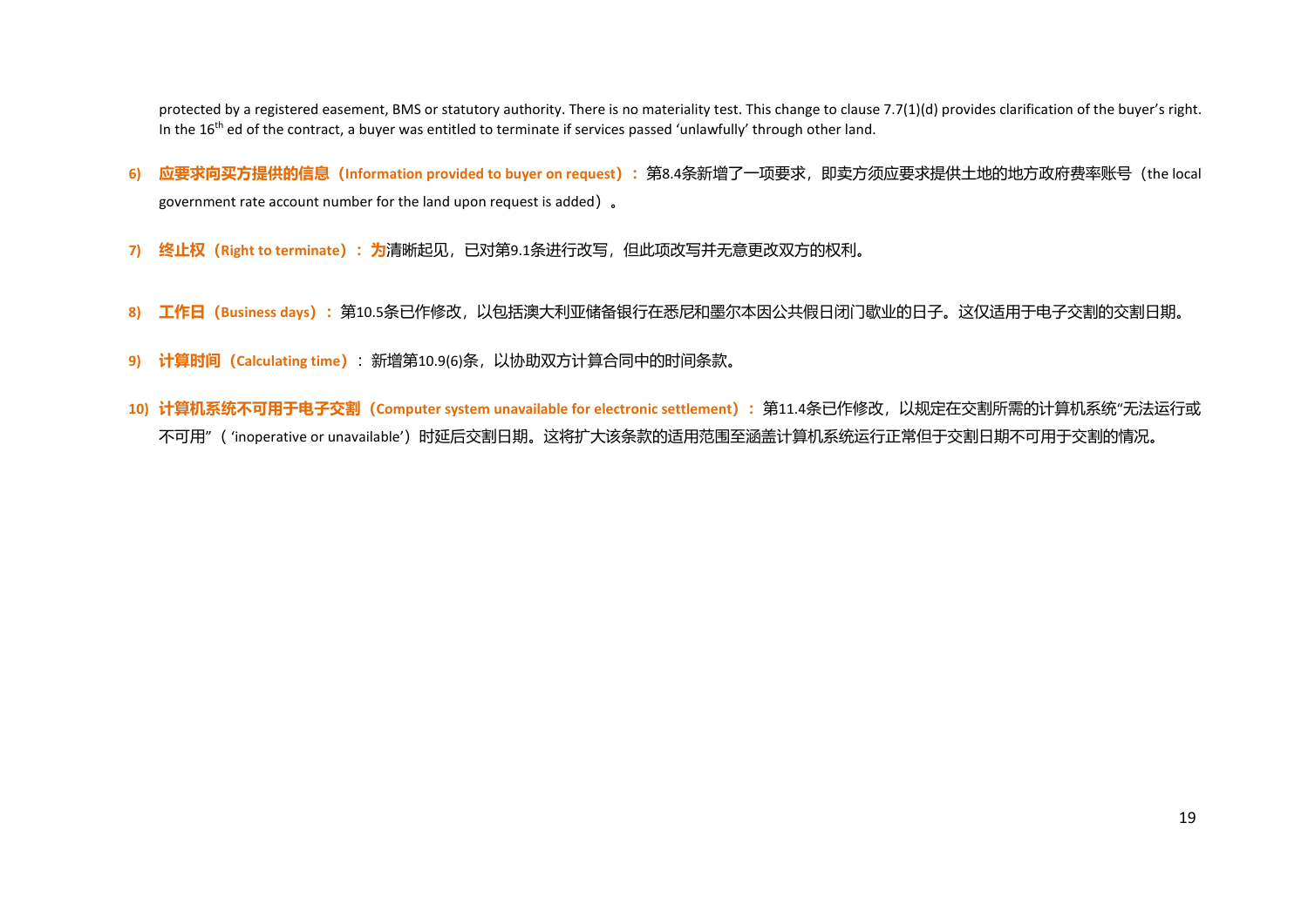protected by a registered easement, BMS or statutory authority. There is no materiality test. This change to clause 7.7(1)(d) provides clarification of the buyer's right. In the 16th ed of the contract, a buyer was entitled to terminate if services passed 'unlawfully' through other land.

6) **应要求向买方提供的信息（Information provided to buyer on request）：** 第8.4条新增了一项要求，即卖方须应要求提供土地的地方政府费率账号（the local government rate account number for the land upon request is added）。

7) **终止权（Right to terminate）：为**清晰起见，已对第9.1条进行改写，但此项改写并无意更改双方的权利。

8) **工作日（Business days）：** 第10.5条已作修改，以包括澳大利亚储备银行在悉尼和墨尔本因公共假日闭门歇业的日子。这仅适用于电子交割的交割日期。

9) **计算时间（Calculating time）**：新增第10.9(6)条，以协助双方计算合同中的时间条款。

10) **计算机系统不可用于电子交割（Computer system unavailable for electronic settlement）：** 第11.4条已作修改，以规定在交割所需的计算机系统"无法运行或不可用"（'inoperative or unavailable'）时延后交割日期。这将扩大该条款的适用范围至涵盖计算机系统运行正常但于交割日期不可用于交割的情况。